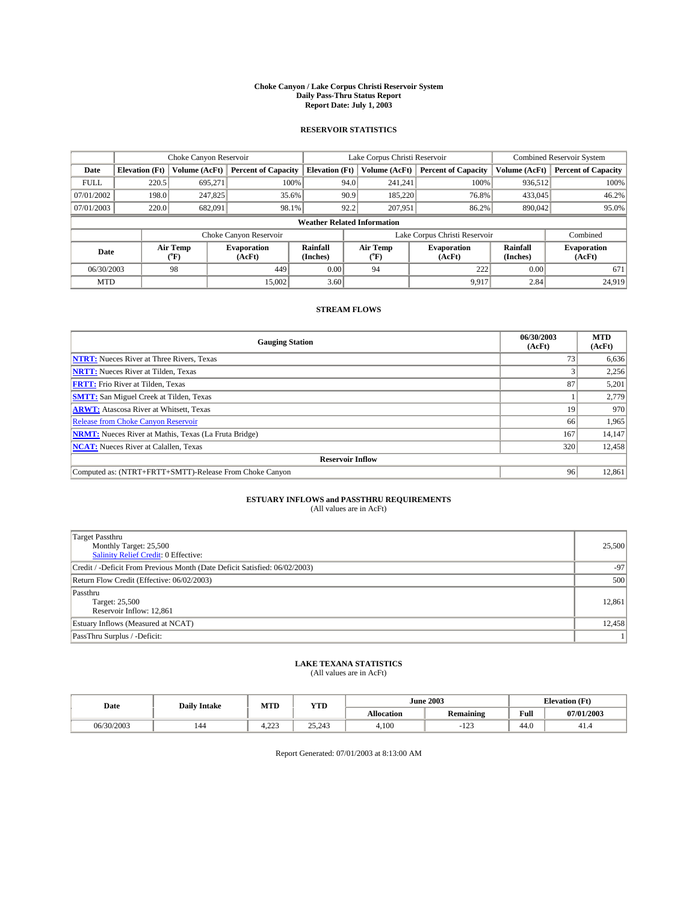# Choke Canyon / Lake Corpus Christi Reservoir System
## Daily Pass-Thru Status Report
### Report Date: July 1, 2003

## RESERVOIR STATISTICS

| | Choke Canyon Reservoir | | | Lake Corpus Christi Reservoir | | | Combined Reservoir System | |
|---|---|---|---|---|---|---|---|---|
| Date | Elevation (Ft) | Volume (AcFt) | Percent of Capacity | Elevation (Ft) | Volume (AcFt) | Percent of Capacity | Volume (AcFt) | Percent of Capacity |
| FULL | 220.5 | 695,271 | 100% | 94.0 | 241,241 | 100% | 936,512 | 100% |
| 07/01/2002 | 198.0 | 247,825 | 35.6% | 90.9 | 185,220 | 76.8% | 433,045 | 46.2% |
| 07/01/2003 | 220.0 | 682,091 | 98.1% | 92.2 | 207,951 | 86.2% | 890,042 | 95.0% |

**Weather Related Information**

| | Choke Canyon Reservoir | | | Lake Corpus Christi Reservoir | | | Combined |
|---|---|---|---|---|---|---|---|
| Date | Air Temp (°F) | Evaporation (AcFt) | Rainfall (Inches) | Air Temp (°F) | Evaporation (AcFt) | Rainfall (Inches) | Evaporation (AcFt) |
| 06/30/2003 | 98 | 449 | 0.00 | 94 | 222 | 0.00 | 671 |
| MTD | | 15,002 | 3.60 | | 9,917 | 2.84 | 24,919 |

## STREAM FLOWS

| Gauging Station | 06/30/2003 (AcFt) | MTD (AcFt) |
|---|---|---|
| NTRT: Nueces River at Three Rivers, Texas | 73 | 6,636 |
| NRTT: Nueces River at Tilden, Texas | 3 | 2,256 |
| FRTT: Frio River at Tilden, Texas | 87 | 5,201 |
| SMTT: San Miguel Creek at Tilden, Texas | 1 | 2,779 |
| ARWT: Atascosa River at Whitsett, Texas | 19 | 970 |
| Release from Choke Canyon Reservoir | 66 | 1,965 |
| NRMT: Nueces River at Mathis, Texas (La Fruta Bridge) | 167 | 14,147 |
| NCAT: Nueces River at Calallen, Texas | 320 | 12,458 |
| **Reservoir Inflow** | | |
| Computed as: (NTRT+FRTT+SMTT)-Release From Choke Canyon | 96 | 12,861 |

## ESTUARY INFLOWS and PASSTHRU REQUIREMENTS
(All values are in AcFt)

| | |
|---|---|
| Target Passthru<br>Monthly Target: 25,500<br>Salinity Relief Credit: 0 Effective: | 25,500 |
| Credit / -Deficit From Previous Month (Date Deficit Satisfied: 06/02/2003) | -97 |
| Return Flow Credit (Effective: 06/02/2003) | 500 |
| Passthru<br>Target: 25,500<br>Reservoir Inflow: 12,861 | 12,861 |
| Estuary Inflows (Measured at NCAT) | 12,458 |
| PassThru Surplus / -Deficit: | 1 |

## LAKE TEXANA STATISTICS
(All values are in AcFt)

| Date | Daily Intake | MTD | YTD | June 2003 | | Elevation (Ft) | |
|---|---|---|---|---|---|---|---|
| | | | | Allocation | Remaining | Full | 07/01/2003 |
| 06/30/2003 | 144 | 4,223 | 25,243 | 4,100 | -123 | 44.0 | 41.4 |

Report Generated: 07/01/2003 at 8:13:00 AM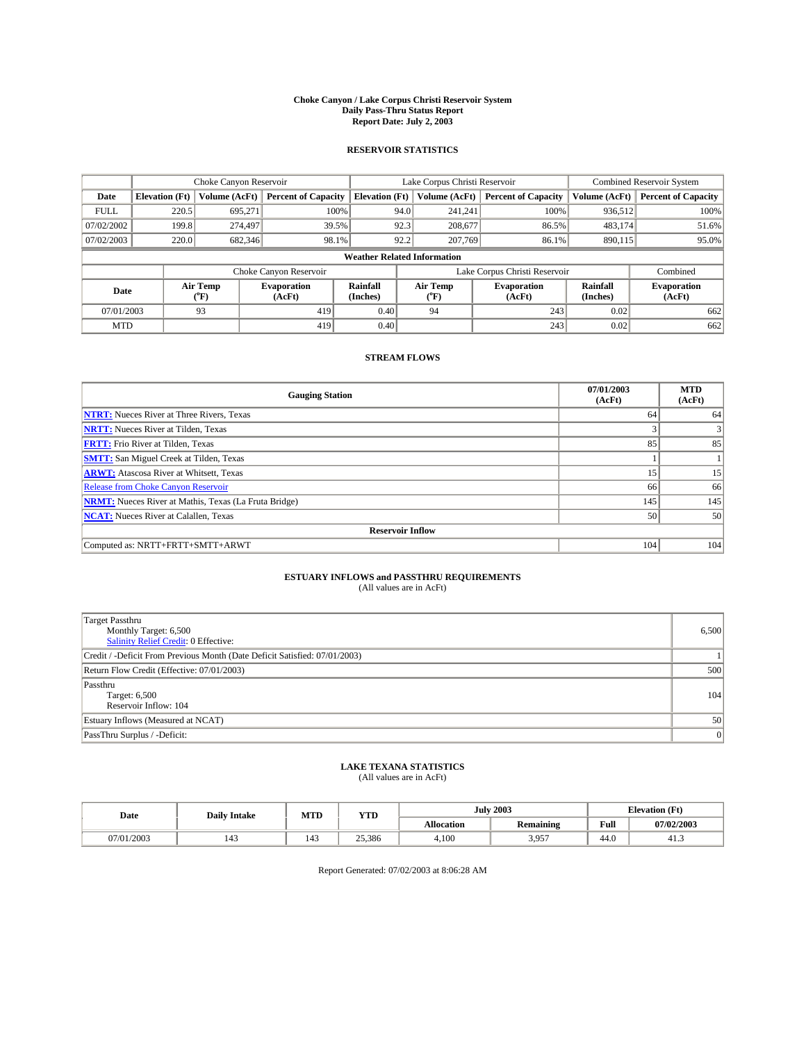# Choke Canyon / Lake Corpus Christi Reservoir System
## Daily Pass-Thru Status Report
### Report Date: July 2, 2003

## RESERVOIR STATISTICS

| | Choke Canyon Reservoir | | | Lake Corpus Christi Reservoir | | | Combined Reservoir System | |
|---|---|---|---|---|---|---|---|---|
| Date | Elevation (Ft) | Volume (AcFt) | Percent of Capacity | Elevation (Ft) | Volume (AcFt) | Percent of Capacity | Volume (AcFt) | Percent of Capacity |
| FULL | 220.5 | 695,271 | 100% | 94.0 | 241,241 | 100% | 936,512 | 100% |
| 07/02/2002 | 199.8 | 274,497 | 39.5% | 92.3 | 208,677 | 86.5% | 483,174 | 51.6% |
| 07/02/2003 | 220.0 | 682,346 | 98.1% | 92.2 | 207,769 | 86.1% | 890,115 | 95.0% |

**Weather Related Information**

| | Choke Canyon Reservoir | | | Lake Corpus Christi Reservoir | | | Combined |
|---|---|---|---|---|---|---|---|
| Date | Air Temp (°F) | Evaporation (AcFt) | Rainfall (Inches) | Air Temp (°F) | Evaporation (AcFt) | Rainfall (Inches) | Evaporation (AcFt) |
| 07/01/2003 | 93 | 419 | 0.40 | 94 | 243 | 0.02 | 662 |
| MTD | | 419 | 0.40 | | 243 | 0.02 | 662 |

## STREAM FLOWS

| Gauging Station | 07/01/2003 (AcFt) | MTD (AcFt) |
|---|---|---|
| NTRT: Nueces River at Three Rivers, Texas | 64 | 64 |
| NRTT: Nueces River at Tilden, Texas | 3 | 3 |
| FRTT: Frio River at Tilden, Texas | 85 | 85 |
| SMTT: San Miguel Creek at Tilden, Texas | 1 | 1 |
| ARWT: Atascosa River at Whitsett, Texas | 15 | 15 |
| Release from Choke Canyon Reservoir | 66 | 66 |
| NRMT: Nueces River at Mathis, Texas (La Fruta Bridge) | 145 | 145 |
| NCAT: Nueces River at Calallen, Texas | 50 | 50 |
| **Reservoir Inflow** | | |
| Computed as: NRTT+FRTT+SMTT+ARWT | 104 | 104 |

## ESTUARY INFLOWS and PASSTHRU REQUIREMENTS
(All values are in AcFt)

| | |
|---|---|
| Target Passthru<br>Monthly Target: 6,500<br>Salinity Relief Credit: 0 Effective: | 6,500 |
| Credit / -Deficit From Previous Month (Date Deficit Satisfied: 07/01/2003) | 1 |
| Return Flow Credit (Effective: 07/01/2003) | 500 |
| Passthru<br>Target: 6,500<br>Reservoir Inflow: 104 | 104 |
| Estuary Inflows (Measured at NCAT) | 50 |
| PassThru Surplus / -Deficit: | 0 |

## LAKE TEXANA STATISTICS
(All values are in AcFt)

| Date | Daily Intake | MTD | YTD | July 2003 | | Elevation (Ft) | |
|---|---|---|---|---|---|---|---|
| | | | | Allocation | Remaining | Full | 07/02/2003 |
| 07/01/2003 | 143 | 143 | 25,386 | 4,100 | 3,957 | 44.0 | 41.3 |

Report Generated: 07/02/2003 at 8:06:28 AM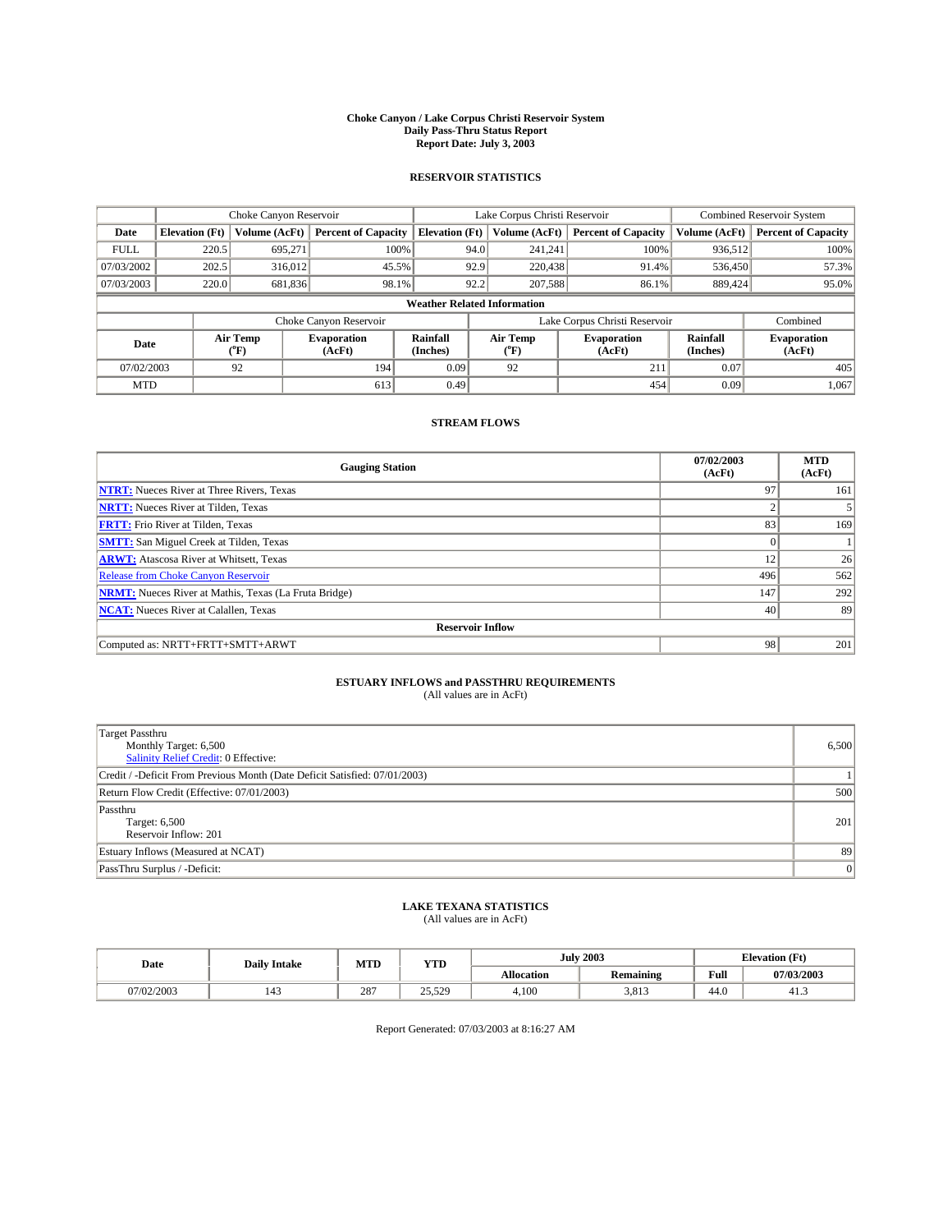# Choke Canyon / Lake Corpus Christi Reservoir System
## Daily Pass-Thru Status Report
### Report Date: July 3, 2003

## RESERVOIR STATISTICS

| | Choke Canyon Reservoir | | | Lake Corpus Christi Reservoir | | | Combined Reservoir System | |
|---|---|---|---|---|---|---|---|---|
| Date | Elevation (Ft) | Volume (AcFt) | Percent of Capacity | Elevation (Ft) | Volume (AcFt) | Percent of Capacity | Volume (AcFt) | Percent of Capacity |
| FULL | 220.5 | 695,271 | 100% | 94.0 | 241,241 | 100% | 936,512 | 100% |
| 07/03/2002 | 202.5 | 316,012 | 45.5% | 92.9 | 220,438 | 91.4% | 536,450 | 57.3% |
| 07/03/2003 | 220.0 | 681,836 | 98.1% | 92.2 | 207,588 | 86.1% | 889,424 | 95.0% |

**Weather Related Information**

| | Choke Canyon Reservoir | | | Lake Corpus Christi Reservoir | | | Combined |
|---|---|---|---|---|---|---|---|
| Date | Air Temp (°F) | Evaporation (AcFt) | Rainfall (Inches) | Air Temp (°F) | Evaporation (AcFt) | Rainfall (Inches) | Evaporation (AcFt) |
| 07/02/2003 | 92 | 194 | 0.09 | 92 | 211 | 0.07 | 405 |
| MTD | | 613 | 0.49 | | 454 | 0.09 | 1,067 |

## STREAM FLOWS

| Gauging Station | 07/02/2003 (AcFt) | MTD (AcFt) |
|---|---|---|
| **NTRT:** Nueces River at Three Rivers, Texas | 97 | 161 |
| **NRTT:** Nueces River at Tilden, Texas | 2 | 5 |
| **FRTT:** Frio River at Tilden, Texas | 83 | 169 |
| **SMTT:** San Miguel Creek at Tilden, Texas | 0 | 1 |
| **ARWT:** Atascosa River at Whitsett, Texas | 12 | 26 |
| Release from Choke Canyon Reservoir | 496 | 562 |
| **NRMT:** Nueces River at Mathis, Texas (La Fruta Bridge) | 147 | 292 |
| **NCAT:** Nueces River at Calallen, Texas | 40 | 89 |
| **Reservoir Inflow** | | |
| Computed as: NRTT+FRTT+SMTT+ARWT | 98 | 201 |

## ESTUARY INFLOWS and PASSTHRU REQUIREMENTS
(All values are in AcFt)

| | |
|---|---|
| Target Passthru<br>Monthly Target: 6,500<br>Salinity Relief Credit: 0 Effective: | 6,500 |
| Credit / -Deficit From Previous Month (Date Deficit Satisfied: 07/01/2003) | 1 |
| Return Flow Credit (Effective: 07/01/2003) | 500 |
| Passthru<br>Target: 6,500<br>Reservoir Inflow: 201 | 201 |
| Estuary Inflows (Measured at NCAT) | 89 |
| PassThru Surplus / -Deficit: | 0 |

## LAKE TEXANA STATISTICS
(All values are in AcFt)

| Date | Daily Intake | MTD | YTD | July 2003 | | Elevation (Ft) | |
|---|---|---|---|---|---|---|---|
| | | | | Allocation | Remaining | Full | 07/03/2003 |
| 07/02/2003 | 143 | 287 | 25,529 | 4,100 | 3,813 | 44.0 | 41.3 |

Report Generated: 07/03/2003 at 8:16:27 AM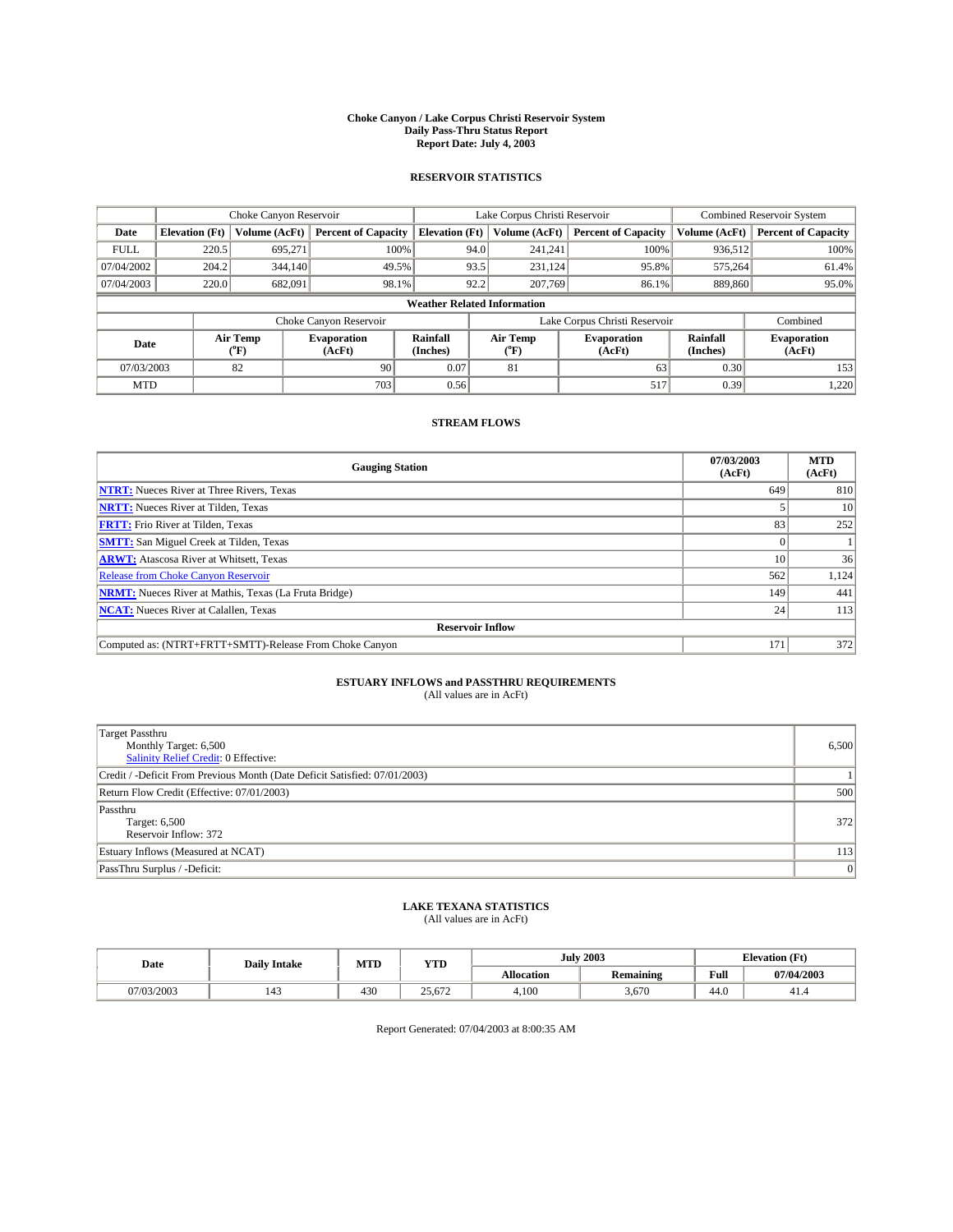# Choke Canyon / Lake Corpus Christi Reservoir System
## Daily Pass-Thru Status Report
## Report Date: July 4, 2003

### RESERVOIR STATISTICS

| | Choke Canyon Reservoir | | | Lake Corpus Christi Reservoir | | | Combined Reservoir System | |
|---|---|---|---|---|---|---|---|---|
| Date | Elevation (Ft) | Volume (AcFt) | Percent of Capacity | Elevation (Ft) | Volume (AcFt) | Percent of Capacity | Volume (AcFt) | Percent of Capacity |
| FULL | 220.5 | 695,271 | 100% | 94.0 | 241,241 | 100% | 936,512 | 100% |
| 07/04/2002 | 204.2 | 344,140 | 49.5% | 93.5 | 231,124 | 95.8% | 575,264 | 61.4% |
| 07/04/2003 | 220.0 | 682,091 | 98.1% | 92.2 | 207,769 | 86.1% | 889,860 | 95.0% |

**Weather Related Information**

| | Choke Canyon Reservoir | | | Lake Corpus Christi Reservoir | | | Combined |
|---|---|---|---|---|---|---|---|
| Date | Air Temp (°F) | Evaporation (AcFt) | Rainfall (Inches) | Air Temp (°F) | Evaporation (AcFt) | Rainfall (Inches) | Evaporation (AcFt) |
| 07/03/2003 | 82 | 90 | 0.07 | 81 | 63 | 0.30 | 153 |
| MTD | | 703 | 0.56 | | 517 | 0.39 | 1,220 |

### STREAM FLOWS

| Gauging Station | 07/03/2003 (AcFt) | MTD (AcFt) |
|---|---|---|
| NTRT: Nueces River at Three Rivers, Texas | 649 | 810 |
| NRTT: Nueces River at Tilden, Texas | 5 | 10 |
| FRTT: Frio River at Tilden, Texas | 83 | 252 |
| SMTT: San Miguel Creek at Tilden, Texas | 0 | 1 |
| ARWT: Atascosa River at Whitsett, Texas | 10 | 36 |
| Release from Choke Canyon Reservoir | 562 | 1,124 |
| NRMT: Nueces River at Mathis, Texas (La Fruta Bridge) | 149 | 441 |
| NCAT: Nueces River at Calallen, Texas | 24 | 113 |
| **Reservoir Inflow** | | |
| Computed as: (NTRT+FRTT+SMTT)-Release From Choke Canyon | 171 | 372 |

### ESTUARY INFLOWS and PASSTHRU REQUIREMENTS
(All values are in AcFt)

| | |
|---|---|
| Target Passthru<br>Monthly Target: 6,500<br>Salinity Relief Credit: 0 Effective: | 6,500 |
| Credit / -Deficit From Previous Month (Date Deficit Satisfied: 07/01/2003) | 1 |
| Return Flow Credit (Effective: 07/01/2003) | 500 |
| Passthru<br>Target: 6,500<br>Reservoir Inflow: 372 | 372 |
| Estuary Inflows (Measured at NCAT) | 113 |
| PassThru Surplus / -Deficit: | 0 |

### LAKE TEXANA STATISTICS
(All values are in AcFt)

| Date | Daily Intake | MTD | YTD | July 2003 | | Elevation (Ft) | |
|---|---|---|---|---|---|---|---|
| | | | | Allocation | Remaining | Full | 07/04/2003 |
| 07/03/2003 | 143 | 430 | 25,672 | 4,100 | 3,670 | 44.0 | 41.4 |

Report Generated: 07/04/2003 at 8:00:35 AM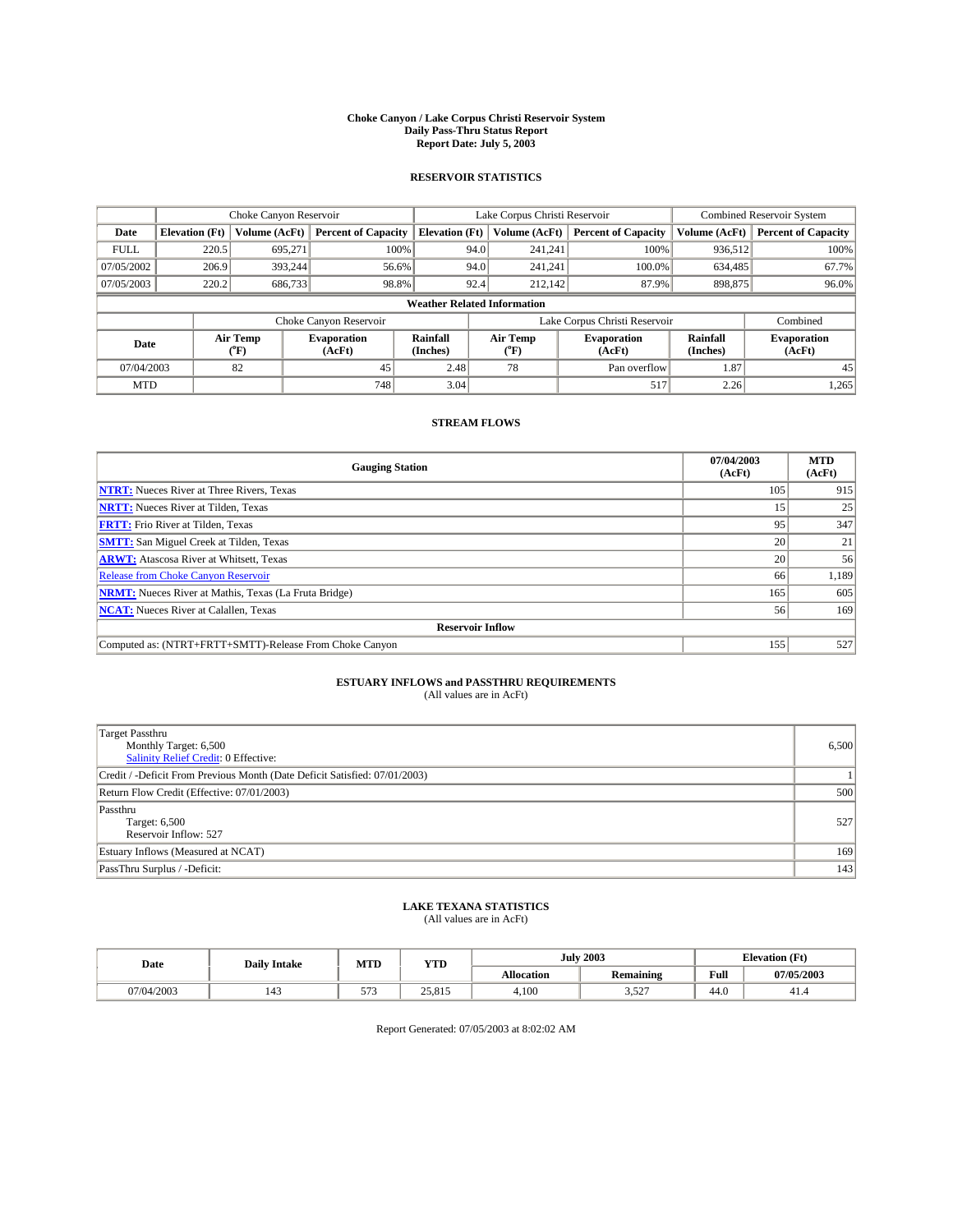# Choke Canyon / Lake Corpus Christi Reservoir System
## Daily Pass-Thru Status Report
## Report Date: July 5, 2003

### RESERVOIR STATISTICS

| | Choke Canyon Reservoir | | | Lake Corpus Christi Reservoir | | | Combined Reservoir System | |
|---|---|---|---|---|---|---|---|---|
| Date | Elevation (Ft) | Volume (AcFt) | Percent of Capacity | Elevation (Ft) | Volume (AcFt) | Percent of Capacity | Volume (AcFt) | Percent of Capacity |
| FULL | 220.5 | 695,271 | 100% | 94.0 | 241,241 | 100% | 936,512 | 100% |
| 07/05/2002 | 206.9 | 393,244 | 56.6% | 94.0 | 241,241 | 100.0% | 634,485 | 67.7% |
| 07/05/2003 | 220.2 | 686,733 | 98.8% | 92.4 | 212,142 | 87.9% | 898,875 | 96.0% |

**Weather Related Information**

| | Choke Canyon Reservoir | | | Lake Corpus Christi Reservoir | | | Combined |
|---|---|---|---|---|---|---|---|
| Date | Air Temp (°F) | Evaporation (AcFt) | Rainfall (Inches) | Air Temp (°F) | Evaporation (AcFt) | Rainfall (Inches) | Evaporation (AcFt) |
| 07/04/2003 | 82 | 45 | 2.48 | 78 | Pan overflow | 1.87 | 45 |
| MTD | | 748 | 3.04 | | 517 | 2.26 | 1,265 |

### STREAM FLOWS

| Gauging Station | 07/04/2003 (AcFt) | MTD (AcFt) |
|---|---|---|
| NTRT: Nueces River at Three Rivers, Texas | 105 | 915 |
| NRTT: Nueces River at Tilden, Texas | 15 | 25 |
| FRTT: Frio River at Tilden, Texas | 95 | 347 |
| SMTT: San Miguel Creek at Tilden, Texas | 20 | 21 |
| ARWT: Atascosa River at Whitsett, Texas | 20 | 56 |
| Release from Choke Canyon Reservoir | 66 | 1,189 |
| NRMT: Nueces River at Mathis, Texas (La Fruta Bridge) | 165 | 605 |
| NCAT: Nueces River at Calallen, Texas | 56 | 169 |
| **Reservoir Inflow** | | |
| Computed as: (NTRT+FRTT+SMTT)-Release From Choke Canyon | 155 | 527 |

### ESTUARY INFLOWS and PASSTHRU REQUIREMENTS
(All values are in AcFt)

| | |
|---|---|
| Target Passthru<br>Monthly Target: 6,500<br>Salinity Relief Credit: 0 Effective: | 6,500 |
| Credit / -Deficit From Previous Month (Date Deficit Satisfied: 07/01/2003) | 1 |
| Return Flow Credit (Effective: 07/01/2003) | 500 |
| Passthru<br>Target: 6,500<br>Reservoir Inflow: 527 | 527 |
| Estuary Inflows (Measured at NCAT) | 169 |
| PassThru Surplus / -Deficit: | 143 |

### LAKE TEXANA STATISTICS
(All values are in AcFt)

| Date | Daily Intake | MTD | YTD | July 2003 | | Elevation (Ft) | |
|---|---|---|---|---|---|---|---|
| | | | | Allocation | Remaining | Full | 07/05/2003 |
| 07/04/2003 | 143 | 573 | 25,815 | 4,100 | 3,527 | 44.0 | 41.4 |

Report Generated: 07/05/2003 at 8:02:02 AM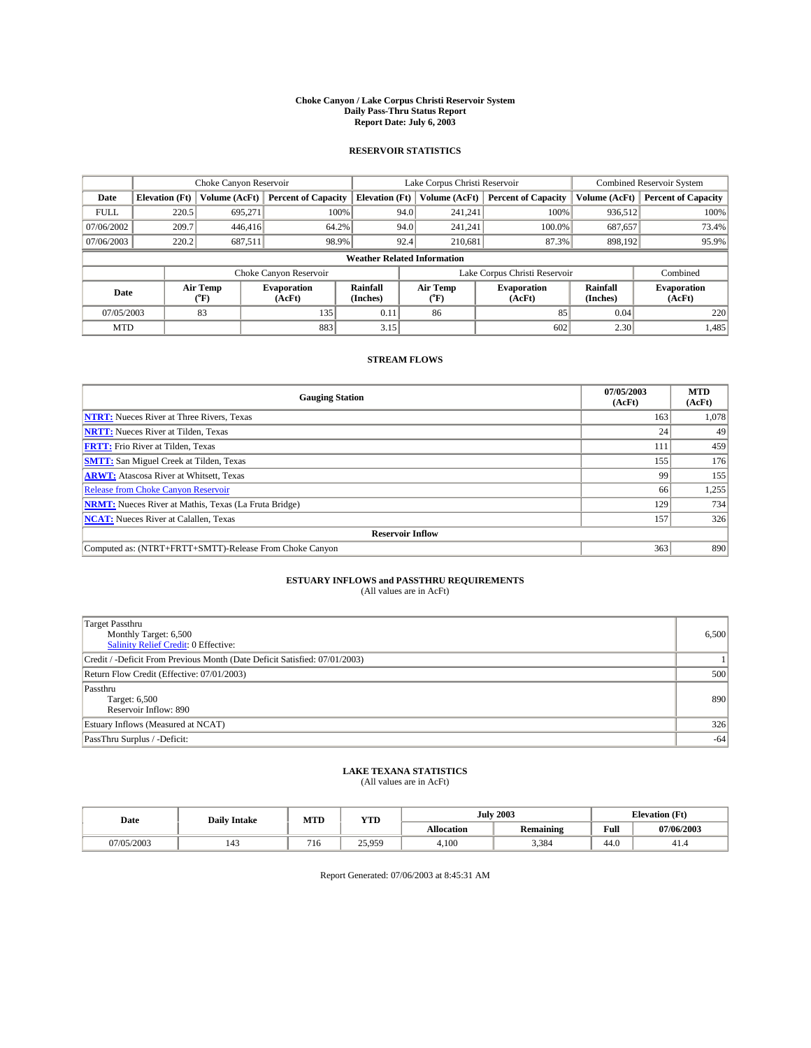# Choke Canyon / Lake Corpus Christi Reservoir System
## Daily Pass-Thru Status Report
### Report Date: July 6, 2003

## RESERVOIR STATISTICS

| | Choke Canyon Reservoir | | | Lake Corpus Christi Reservoir | | | Combined Reservoir System | |
|---|---|---|---|---|---|---|---|---|
| Date | Elevation (Ft) | Volume (AcFt) | Percent of Capacity | Elevation (Ft) | Volume (AcFt) | Percent of Capacity | Volume (AcFt) | Percent of Capacity |
| FULL | 220.5 | 695,271 | 100% | 94.0 | 241,241 | 100% | 936,512 | 100% |
| 07/06/2002 | 209.7 | 446,416 | 64.2% | 94.0 | 241,241 | 100.0% | 687,657 | 73.4% |
| 07/06/2003 | 220.2 | 687,511 | 98.9% | 92.4 | 210,681 | 87.3% | 898,192 | 95.9% |

**Weather Related Information**

| | Choke Canyon Reservoir | | | Lake Corpus Christi Reservoir | | | Combined |
|---|---|---|---|---|---|---|---|
| Date | Air Temp (°F) | Evaporation (AcFt) | Rainfall (Inches) | Air Temp (°F) | Evaporation (AcFt) | Rainfall (Inches) | Evaporation (AcFt) |
| 07/05/2003 | 83 | 135 | 0.11 | 86 | 85 | 0.04 | 220 |
| MTD | | 883 | 3.15 | | 602 | 2.30 | 1,485 |

## STREAM FLOWS

| Gauging Station | 07/05/2003 (AcFt) | MTD (AcFt) |
|---|---|---|
| NTRT: Nueces River at Three Rivers, Texas | 163 | 1,078 |
| NRTT: Nueces River at Tilden, Texas | 24 | 49 |
| FRTT: Frio River at Tilden, Texas | 111 | 459 |
| SMTT: San Miguel Creek at Tilden, Texas | 155 | 176 |
| ARWT: Atascosa River at Whitsett, Texas | 99 | 155 |
| Release from Choke Canyon Reservoir | 66 | 1,255 |
| NRMT: Nueces River at Mathis, Texas (La Fruta Bridge) | 129 | 734 |
| NCAT: Nueces River at Calallen, Texas | 157 | 326 |
| **Reservoir Inflow** | | |
| Computed as: (NTRT+FRTT+SMTT)-Release From Choke Canyon | 363 | 890 |

## ESTUARY INFLOWS and PASSTHRU REQUIREMENTS
(All values are in AcFt)

| | |
|---|---|
| Target Passthru<br>Monthly Target: 6,500<br>Salinity Relief Credit: 0 Effective: | 6,500 |
| Credit / -Deficit From Previous Month (Date Deficit Satisfied: 07/01/2003) | 1 |
| Return Flow Credit (Effective: 07/01/2003) | 500 |
| Passthru<br>Target: 6,500<br>Reservoir Inflow: 890 | 890 |
| Estuary Inflows (Measured at NCAT) | 326 |
| PassThru Surplus / -Deficit: | -64 |

## LAKE TEXANA STATISTICS
(All values are in AcFt)

| Date | Daily Intake | MTD | YTD | July 2003 | | Elevation (Ft) | |
|---|---|---|---|---|---|---|---|
| | | | | Allocation | Remaining | Full | 07/06/2003 |
| 07/05/2003 | 143 | 716 | 25,959 | 4,100 | 3,384 | 44.0 | 41.4 |

Report Generated: 07/06/2003 at 8:45:31 AM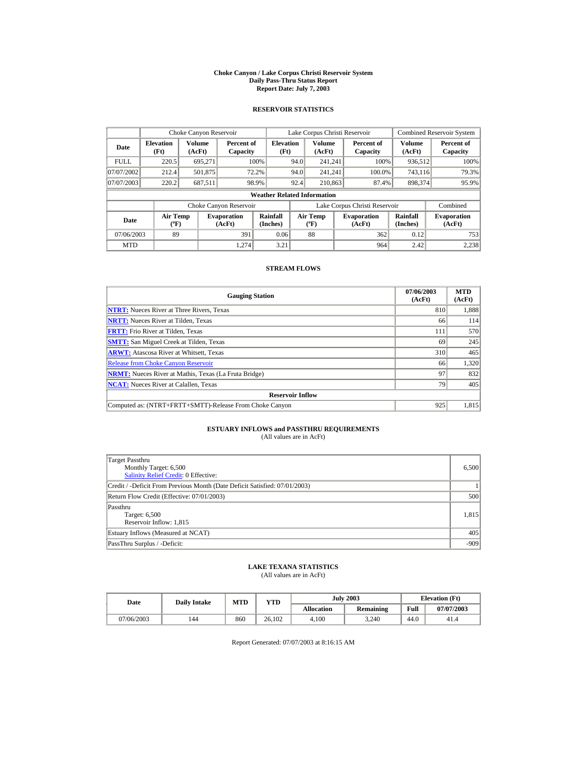# Choke Canyon / Lake Corpus Christi Reservoir System
## Daily Pass-Thru Status Report
### Report Date: July 7, 2003

## RESERVOIR STATISTICS

| | Choke Canyon Reservoir | | | Lake Corpus Christi Reservoir | | | Combined Reservoir System | |
|---|---|---|---|---|---|---|---|---|
| **Date** | **Elevation (Ft)** | **Volume (AcFt)** | **Percent of Capacity** | **Elevation (Ft)** | **Volume (AcFt)** | **Percent of Capacity** | **Volume (AcFt)** | **Percent of Capacity** |
| FULL | 220.5 | 695,271 | 100% | 94.0 | 241,241 | 100% | 936,512 | 100% |
| 07/07/2002 | 212.4 | 501,875 | 72.2% | 94.0 | 241,241 | 100.0% | 743,116 | 79.3% |
| 07/07/2003 | 220.2 | 687,511 | 98.9% | 92.4 | 210,863 | 87.4% | 898,374 | 95.9% |

**Weather Related Information**

| | Choke Canyon Reservoir | | | Lake Corpus Christi Reservoir | | | Combined |
|---|---|---|---|---|---|---|---|
| **Date** | **Air Temp (ºF)** | **Evaporation (AcFt)** | **Rainfall (Inches)** | **Air Temp (ºF)** | **Evaporation (AcFt)** | **Rainfall (Inches)** | **Evaporation (AcFt)** |
| 07/06/2003 | 89 | 391 | 0.06 | 88 | 362 | 0.12 | 753 |
| MTD | | 1,274 | 3.21 | | 964 | 2.42 | 2,238 |

## STREAM FLOWS

| Gauging Station | 07/06/2003 (AcFt) | MTD (AcFt) |
|---|---|---|
| NTRT: Nueces River at Three Rivers, Texas | 810 | 1,888 |
| NRTT: Nueces River at Tilden, Texas | 66 | 114 |
| FRTT: Frio River at Tilden, Texas | 111 | 570 |
| SMTT: San Miguel Creek at Tilden, Texas | 69 | 245 |
| ARWT: Atascosa River at Whitsett, Texas | 310 | 465 |
| Release from Choke Canyon Reservoir | 66 | 1,320 |
| NRMT: Nueces River at Mathis, Texas (La Fruta Bridge) | 97 | 832 |
| NCAT: Nueces River at Calallen, Texas | 79 | 405 |
| **Reservoir Inflow** | | |
| Computed as: (NTRT+FRTT+SMTT)-Release From Choke Canyon | 925 | 1,815 |

## ESTUARY INFLOWS and PASSTHRU REQUIREMENTS
(All values are in AcFt)

| | |
|---|---|
| Target Passthru<br>Monthly Target: 6,500<br>Salinity Relief Credit: 0 Effective: | 6,500 |
| Credit / -Deficit From Previous Month (Date Deficit Satisfied: 07/01/2003) | 1 |
| Return Flow Credit (Effective: 07/01/2003) | 500 |
| Passthru<br>Target: 6,500<br>Reservoir Inflow: 1,815 | 1,815 |
| Estuary Inflows (Measured at NCAT) | 405 |
| PassThru Surplus / -Deficit: | -909 |

## LAKE TEXANA STATISTICS
(All values are in AcFt)

| Date | Daily Intake | MTD | YTD | July 2003 | | Elevation (Ft) | |
|---|---|---|---|---|---|---|---|
| | | | | **Allocation** | **Remaining** | **Full** | **07/07/2003** |
| 07/06/2003 | 144 | 860 | 26,102 | 4,100 | 3,240 | 44.0 | 41.4 |

Report Generated: 07/07/2003 at 8:16:15 AM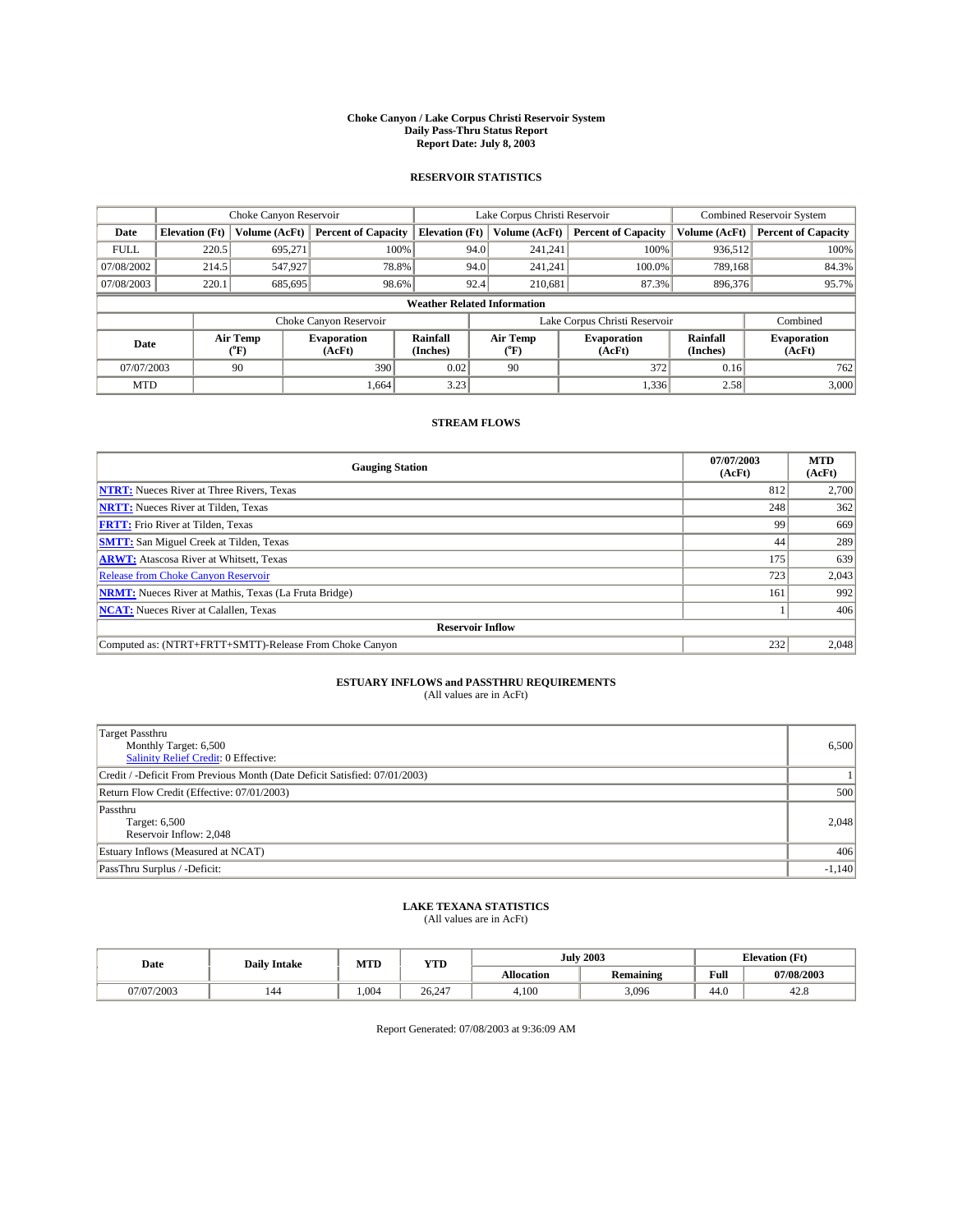# Choke Canyon / Lake Corpus Christi Reservoir System
## Daily Pass-Thru Status Report
### Report Date: July 8, 2003

## RESERVOIR STATISTICS

| | Choke Canyon Reservoir | | | Lake Corpus Christi Reservoir | | | Combined Reservoir System | |
|---|---|---|---|---|---|---|---|---|
| Date | Elevation (Ft) | Volume (AcFt) | Percent of Capacity | Elevation (Ft) | Volume (AcFt) | Percent of Capacity | Volume (AcFt) | Percent of Capacity |
| FULL | 220.5 | 695,271 | 100% | 94.0 | 241,241 | 100% | 936,512 | 100% |
| 07/08/2002 | 214.5 | 547,927 | 78.8% | 94.0 | 241,241 | 100.0% | 789,168 | 84.3% |
| 07/08/2003 | 220.1 | 685,695 | 98.6% | 92.4 | 210,681 | 87.3% | 896,376 | 95.7% |

**Weather Related Information**

| | Choke Canyon Reservoir | | | Lake Corpus Christi Reservoir | | | Combined |
|---|---|---|---|---|---|---|---|
| Date | Air Temp (°F) | Evaporation (AcFt) | Rainfall (Inches) | Air Temp (°F) | Evaporation (AcFt) | Rainfall (Inches) | Evaporation (AcFt) |
| 07/07/2003 | 90 | 390 | 0.02 | 90 | 372 | 0.16 | 762 |
| MTD | | 1,664 | 3.23 | | 1,336 | 2.58 | 3,000 |

## STREAM FLOWS

| Gauging Station | 07/07/2003 (AcFt) | MTD (AcFt) |
|---|---|---|
| NTRT: Nueces River at Three Rivers, Texas | 812 | 2,700 |
| NRTT: Nueces River at Tilden, Texas | 248 | 362 |
| FRTT: Frio River at Tilden, Texas | 99 | 669 |
| SMTT: San Miguel Creek at Tilden, Texas | 44 | 289 |
| ARWT: Atascosa River at Whitsett, Texas | 175 | 639 |
| Release from Choke Canyon Reservoir | 723 | 2,043 |
| NRMT: Nueces River at Mathis, Texas (La Fruta Bridge) | 161 | 992 |
| NCAT: Nueces River at Calallen, Texas | 1 | 406 |
| **Reservoir Inflow** | | |
| Computed as: (NTRT+FRTT+SMTT)-Release From Choke Canyon | 232 | 2,048 |

## ESTUARY INFLOWS and PASSTHRU REQUIREMENTS
(All values are in AcFt)

| | |
|---|---|
| Target Passthru<br>Monthly Target: 6,500<br>Salinity Relief Credit: 0 Effective: | 6,500 |
| Credit / -Deficit From Previous Month (Date Deficit Satisfied: 07/01/2003) | 1 |
| Return Flow Credit (Effective: 07/01/2003) | 500 |
| Passthru<br>Target: 6,500<br>Reservoir Inflow: 2,048 | 2,048 |
| Estuary Inflows (Measured at NCAT) | 406 |
| PassThru Surplus / -Deficit: | -1,140 |

## LAKE TEXANA STATISTICS
(All values are in AcFt)

| Date | Daily Intake | MTD | YTD | July 2003 | | Elevation (Ft) | |
|---|---|---|---|---|---|---|---|
| | | | | Allocation | Remaining | Full | 07/08/2003 |
| 07/07/2003 | 144 | 1,004 | 26,247 | 4,100 | 3,096 | 44.0 | 42.8 |

Report Generated: 07/08/2003 at 9:36:09 AM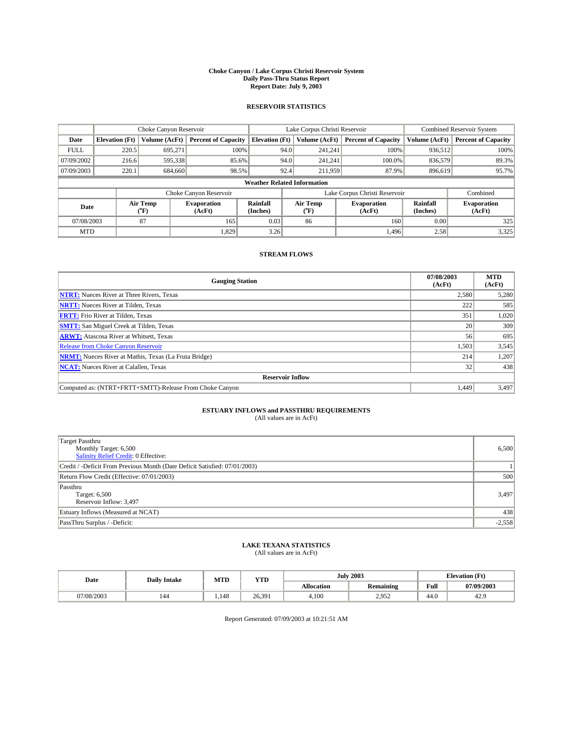# Choke Canyon / Lake Corpus Christi Reservoir System
## Daily Pass-Thru Status Report
### Report Date: July 9, 2003

## RESERVOIR STATISTICS

| | Choke Canyon Reservoir | | | Lake Corpus Christi Reservoir | | | Combined Reservoir System | |
|---|---|---|---|---|---|---|---|---|
| Date | Elevation (Ft) | Volume (AcFt) | Percent of Capacity | Elevation (Ft) | Volume (AcFt) | Percent of Capacity | Volume (AcFt) | Percent of Capacity |
| FULL | 220.5 | 695,271 | 100% | 94.0 | 241,241 | 100% | 936,512 | 100% |
| 07/09/2002 | 216.6 | 595,338 | 85.6% | 94.0 | 241,241 | 100.0% | 836,579 | 89.3% |
| 07/09/2003 | 220.1 | 684,660 | 98.5% | 92.4 | 211,959 | 87.9% | 896,619 | 95.7% |

**Weather Related Information**

| | Choke Canyon Reservoir | | | Lake Corpus Christi Reservoir | | | Combined |
|---|---|---|---|---|---|---|---|
| Date | Air Temp (°F) | Evaporation (AcFt) | Rainfall (Inches) | Air Temp (°F) | Evaporation (AcFt) | Rainfall (Inches) | Evaporation (AcFt) |
| 07/08/2003 | 87 | 165 | 0.03 | 86 | 160 | 0.00 | 325 |
| MTD | | 1,829 | 3.26 | | 1,496 | 2.58 | 3,325 |

## STREAM FLOWS

| Gauging Station | 07/08/2003 (AcFt) | MTD (AcFt) |
|---|---|---|
| **NTRT:** Nueces River at Three Rivers, Texas | 2,580 | 5,280 |
| **NRTT:** Nueces River at Tilden, Texas | 222 | 585 |
| **FRTT:** Frio River at Tilden, Texas | 351 | 1,020 |
| **SMTT:** San Miguel Creek at Tilden, Texas | 20 | 309 |
| **ARWT:** Atascosa River at Whitsett, Texas | 56 | 695 |
| Release from Choke Canyon Reservoir | 1,503 | 3,545 |
| **NRMT:** Nueces River at Mathis, Texas (La Fruta Bridge) | 214 | 1,207 |
| **NCAT:** Nueces River at Calallen, Texas | 32 | 438 |
| **Reservoir Inflow** | | |
| Computed as: (NTRT+FRTT+SMTT)-Release From Choke Canyon | 1,449 | 3,497 |

## ESTUARY INFLOWS and PASSTHRU REQUIREMENTS
(All values are in AcFt)

| | |
|---|---|
| Target Passthru<br>Monthly Target: 6,500<br>Salinity Relief Credit: 0 Effective: | 6,500 |
| Credit / -Deficit From Previous Month (Date Deficit Satisfied: 07/01/2003) | 1 |
| Return Flow Credit (Effective: 07/01/2003) | 500 |
| Passthru<br>Target: 6,500<br>Reservoir Inflow: 3,497 | 3,497 |
| Estuary Inflows (Measured at NCAT) | 438 |
| PassThru Surplus / -Deficit: | -2,558 |

## LAKE TEXANA STATISTICS
(All values are in AcFt)

| Date | Daily Intake | MTD | YTD | July 2003 | | Elevation (Ft) | |
|---|---|---|---|---|---|---|---|
| | | | | Allocation | Remaining | Full | 07/09/2003 |
| 07/08/2003 | 144 | 1,148 | 26,391 | 4,100 | 2,952 | 44.0 | 42.9 |

Report Generated: 07/09/2003 at 10:21:51 AM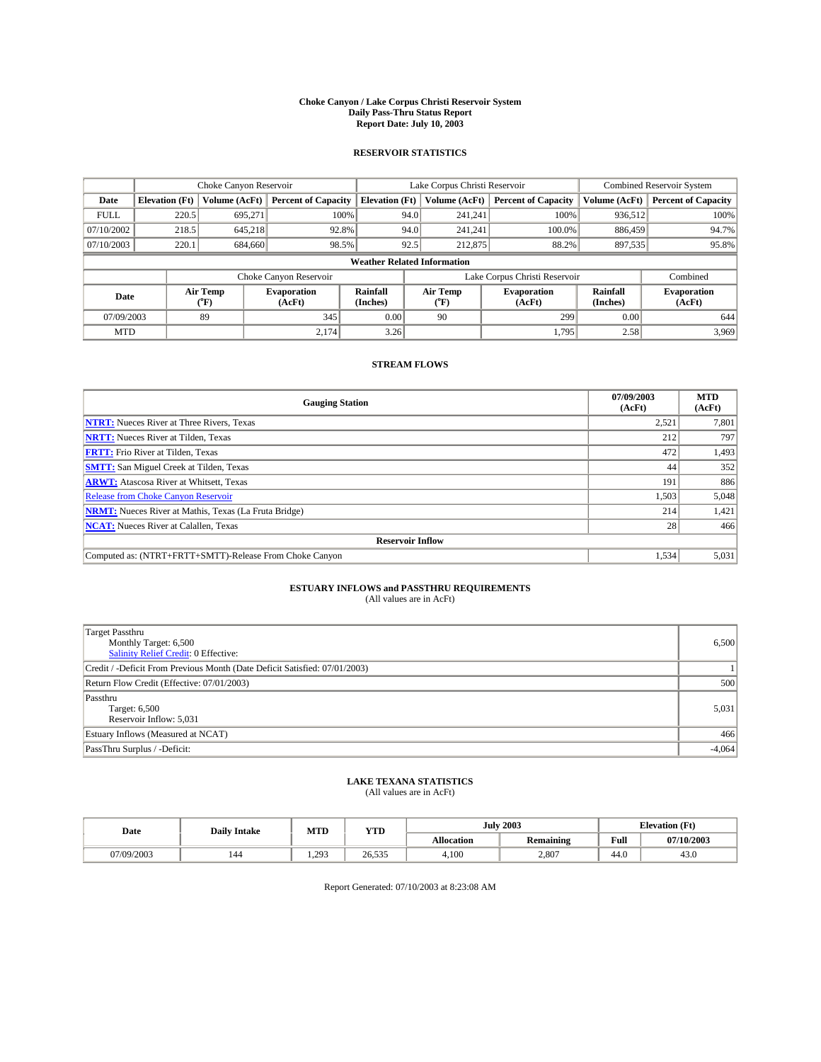# Choke Canyon / Lake Corpus Christi Reservoir System
## Daily Pass-Thru Status Report
### Report Date: July 10, 2003

## RESERVOIR STATISTICS

| | Choke Canyon Reservoir | | | Lake Corpus Christi Reservoir | | | Combined Reservoir System | |
|---|---|---|---|---|---|---|---|---|
| Date | Elevation (Ft) | Volume (AcFt) | Percent of Capacity | Elevation (Ft) | Volume (AcFt) | Percent of Capacity | Volume (AcFt) | Percent of Capacity |
| FULL | 220.5 | 695,271 | 100% | 94.0 | 241,241 | 100% | 936,512 | 100% |
| 07/10/2002 | 218.5 | 645,218 | 92.8% | 94.0 | 241,241 | 100.0% | 886,459 | 94.7% |
| 07/10/2003 | 220.1 | 684,660 | 98.5% | 92.5 | 212,875 | 88.2% | 897,535 | 95.8% |

**Weather Related Information**

| | Choke Canyon Reservoir | | | Lake Corpus Christi Reservoir | | | Combined |
|---|---|---|---|---|---|---|---|
| Date | Air Temp (°F) | Evaporation (AcFt) | Rainfall (Inches) | Air Temp (°F) | Evaporation (AcFt) | Rainfall (Inches) | Evaporation (AcFt) |
| 07/09/2003 | 89 | 345 | 0.00 | 90 | 299 | 0.00 | 644 |
| MTD | | 2,174 | 3.26 | | 1,795 | 2.58 | 3,969 |

## STREAM FLOWS

| Gauging Station | 07/09/2003 (AcFt) | MTD (AcFt) |
|---|---|---|
| NTRT: Nueces River at Three Rivers, Texas | 2,521 | 7,801 |
| NRTT: Nueces River at Tilden, Texas | 212 | 797 |
| FRTT: Frio River at Tilden, Texas | 472 | 1,493 |
| SMTT: San Miguel Creek at Tilden, Texas | 44 | 352 |
| ARWT: Atascosa River at Whitsett, Texas | 191 | 886 |
| Release from Choke Canyon Reservoir | 1,503 | 5,048 |
| NRMT: Nueces River at Mathis, Texas (La Fruta Bridge) | 214 | 1,421 |
| NCAT: Nueces River at Calallen, Texas | 28 | 466 |
| **Reservoir Inflow** | | |
| Computed as: (NTRT+FRTT+SMTT)-Release From Choke Canyon | 1,534 | 5,031 |

## ESTUARY INFLOWS and PASSTHRU REQUIREMENTS
(All values are in AcFt)

| | |
|---|---|
| Target Passthru<br>Monthly Target: 6,500<br>Salinity Relief Credit: 0 Effective: | 6,500 |
| Credit / -Deficit From Previous Month (Date Deficit Satisfied: 07/01/2003) | 1 |
| Return Flow Credit (Effective: 07/01/2003) | 500 |
| Passthru<br>Target: 6,500<br>Reservoir Inflow: 5,031 | 5,031 |
| Estuary Inflows (Measured at NCAT) | 466 |
| PassThru Surplus / -Deficit: | -4,064 |

## LAKE TEXANA STATISTICS
(All values are in AcFt)

| Date | Daily Intake | MTD | YTD | July 2003 | | Elevation (Ft) | |
|---|---|---|---|---|---|---|---|
| | | | | Allocation | Remaining | Full | 07/10/2003 |
| 07/09/2003 | 144 | 1,293 | 26,535 | 4,100 | 2,807 | 44.0 | 43.0 |

Report Generated: 07/10/2003 at 8:23:08 AM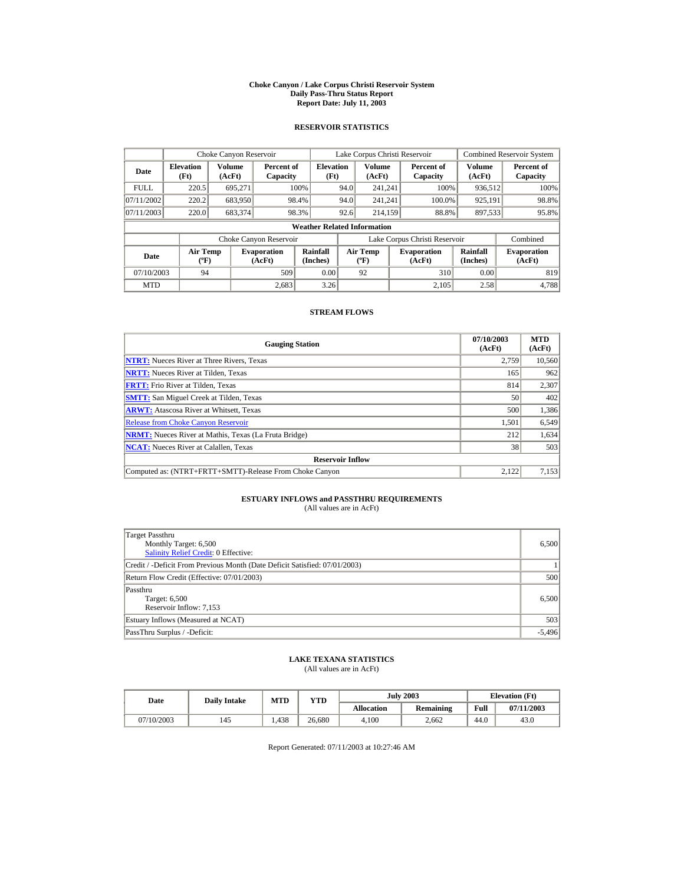# Choke Canyon / Lake Corpus Christi Reservoir System
## Daily Pass-Thru Status Report
## Report Date: July 11, 2003

### RESERVOIR STATISTICS

| | Choke Canyon Reservoir | | | Lake Corpus Christi Reservoir | | | Combined Reservoir System | |
|---|---|---|---|---|---|---|---|---|
| **Date** | **Elevation (Ft)** | **Volume (AcFt)** | **Percent of Capacity** | **Elevation (Ft)** | **Volume (AcFt)** | **Percent of Capacity** | **Volume (AcFt)** | **Percent of Capacity** |
| FULL | 220.5 | 695,271 | 100% | 94.0 | 241,241 | 100% | 936,512 | 100% |
| 07/11/2002 | 220.2 | 683,950 | 98.4% | 94.0 | 241,241 | 100.0% | 925,191 | 98.8% |
| 07/11/2003 | 220.0 | 683,374 | 98.3% | 92.6 | 214,159 | 88.8% | 897,533 | 95.8% |

**Weather Related Information**

| | Choke Canyon Reservoir | | | Lake Corpus Christi Reservoir | | | Combined |
|---|---|---|---|---|---|---|---|
| **Date** | **Air Temp (ºF)** | **Evaporation (AcFt)** | **Rainfall (Inches)** | **Air Temp (ºF)** | **Evaporation (AcFt)** | **Rainfall (Inches)** | **Evaporation (AcFt)** |
| 07/10/2003 | 94 | 509 | 0.00 | 92 | 310 | 0.00 | 819 |
| MTD | | 2,683 | 3.26 | | 2,105 | 2.58 | 4,788 |

### STREAM FLOWS

| Gauging Station | 07/10/2003 (AcFt) | MTD (AcFt) |
|---|---|---|
| **NTRT:** Nueces River at Three Rivers, Texas | 2,759 | 10,560 |
| **NRTT:** Nueces River at Tilden, Texas | 165 | 962 |
| **FRTT:** Frio River at Tilden, Texas | 814 | 2,307 |
| **SMTT:** San Miguel Creek at Tilden, Texas | 50 | 402 |
| **ARWT:** Atascosa River at Whitsett, Texas | 500 | 1,386 |
| Release from Choke Canyon Reservoir | 1,501 | 6,549 |
| **NRMT:** Nueces River at Mathis, Texas (La Fruta Bridge) | 212 | 1,634 |
| **NCAT:** Nueces River at Calallen, Texas | 38 | 503 |
| **Reservoir Inflow** | | |
| Computed as: (NTRT+FRTT+SMTT)-Release From Choke Canyon | 2,122 | 7,153 |

### ESTUARY INFLOWS and PASSTHRU REQUIREMENTS
(All values are in AcFt)

| | |
|---|---|
| Target Passthru<br>Monthly Target: 6,500<br>Salinity Relief Credit: 0 Effective: | 6,500 |
| Credit / -Deficit From Previous Month (Date Deficit Satisfied: 07/01/2003) | 1 |
| Return Flow Credit (Effective: 07/01/2003) | 500 |
| Passthru<br>Target: 6,500<br>Reservoir Inflow: 7,153 | 6,500 |
| Estuary Inflows (Measured at NCAT) | 503 |
| PassThru Surplus / -Deficit: | -5,496 |

### LAKE TEXANA STATISTICS
(All values are in AcFt)

| Date | Daily Intake | MTD | YTD | July 2003 | | Elevation (Ft) | |
|---|---|---|---|---|---|---|---|
| | | | | **Allocation** | **Remaining** | **Full** | **07/11/2003** |
| 07/10/2003 | 145 | 1,438 | 26,680 | 4,100 | 2,662 | 44.0 | 43.0 |

Report Generated: 07/11/2003 at 10:27:46 AM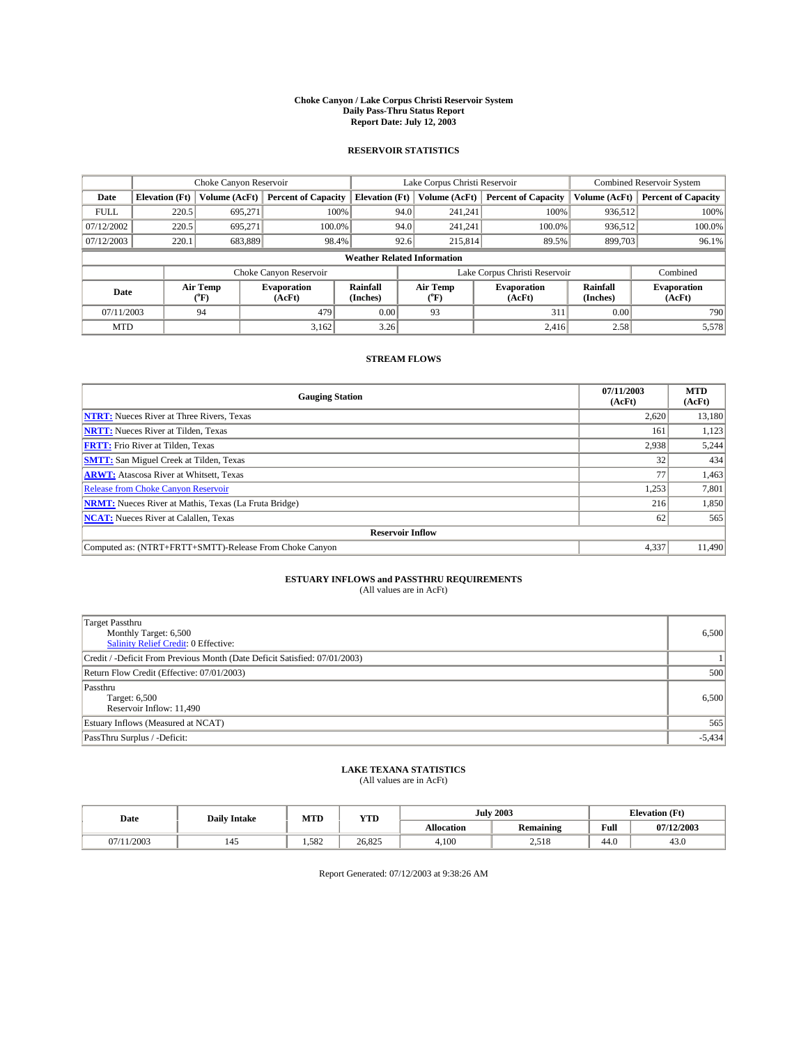# Choke Canyon / Lake Corpus Christi Reservoir System
## Daily Pass-Thru Status Report
### Report Date: July 12, 2003

## RESERVOIR STATISTICS

| | Choke Canyon Reservoir | | | Lake Corpus Christi Reservoir | | | Combined Reservoir System | |
|---|---|---|---|---|---|---|---|---|
| Date | Elevation (Ft) | Volume (AcFt) | Percent of Capacity | Elevation (Ft) | Volume (AcFt) | Percent of Capacity | Volume (AcFt) | Percent of Capacity |
| FULL | 220.5 | 695,271 | 100% | 94.0 | 241,241 | 100% | 936,512 | 100% |
| 07/12/2002 | 220.5 | 695,271 | 100.0% | 94.0 | 241,241 | 100.0% | 936,512 | 100.0% |
| 07/12/2003 | 220.1 | 683,889 | 98.4% | 92.6 | 215,814 | 89.5% | 899,703 | 96.1% |

**Weather Related Information**

| | Choke Canyon Reservoir | | | Lake Corpus Christi Reservoir | | | Combined |
|---|---|---|---|---|---|---|---|
| Date | Air Temp (°F) | Evaporation (AcFt) | Rainfall (Inches) | Air Temp (°F) | Evaporation (AcFt) | Rainfall (Inches) | Evaporation (AcFt) |
| 07/11/2003 | 94 | 479 | 0.00 | 93 | 311 | 0.00 | 790 |
| MTD | | 3,162 | 3.26 | | 2,416 | 2.58 | 5,578 |

## STREAM FLOWS

| Gauging Station | 07/11/2003 (AcFt) | MTD (AcFt) |
|---|---|---|
| NTRT: Nueces River at Three Rivers, Texas | 2,620 | 13,180 |
| NRTT: Nueces River at Tilden, Texas | 161 | 1,123 |
| FRTT: Frio River at Tilden, Texas | 2,938 | 5,244 |
| SMTT: San Miguel Creek at Tilden, Texas | 32 | 434 |
| ARWT: Atascosa River at Whitsett, Texas | 77 | 1,463 |
| Release from Choke Canyon Reservoir | 1,253 | 7,801 |
| NRMT: Nueces River at Mathis, Texas (La Fruta Bridge) | 216 | 1,850 |
| NCAT: Nueces River at Calallen, Texas | 62 | 565 |
| **Reservoir Inflow** | | |
| Computed as: (NTRT+FRTT+SMTT)-Release From Choke Canyon | 4,337 | 11,490 |

## ESTUARY INFLOWS and PASSTHRU REQUIREMENTS
(All values are in AcFt)

| | |
|---|---|
| Target Passthru<br>Monthly Target: 6,500<br>Salinity Relief Credit: 0 Effective: | 6,500 |
| Credit / -Deficit From Previous Month (Date Deficit Satisfied: 07/01/2003) | 1 |
| Return Flow Credit (Effective: 07/01/2003) | 500 |
| Passthru<br>Target: 6,500<br>Reservoir Inflow: 11,490 | 6,500 |
| Estuary Inflows (Measured at NCAT) | 565 |
| PassThru Surplus / -Deficit: | -5,434 |

## LAKE TEXANA STATISTICS
(All values are in AcFt)

| Date | Daily Intake | MTD | YTD | July 2003 | | Elevation (Ft) | |
|---|---|---|---|---|---|---|---|
| | | | | Allocation | Remaining | Full | 07/12/2003 |
| 07/11/2003 | 145 | 1,582 | 26,825 | 4,100 | 2,518 | 44.0 | 43.0 |

Report Generated: 07/12/2003 at 9:38:26 AM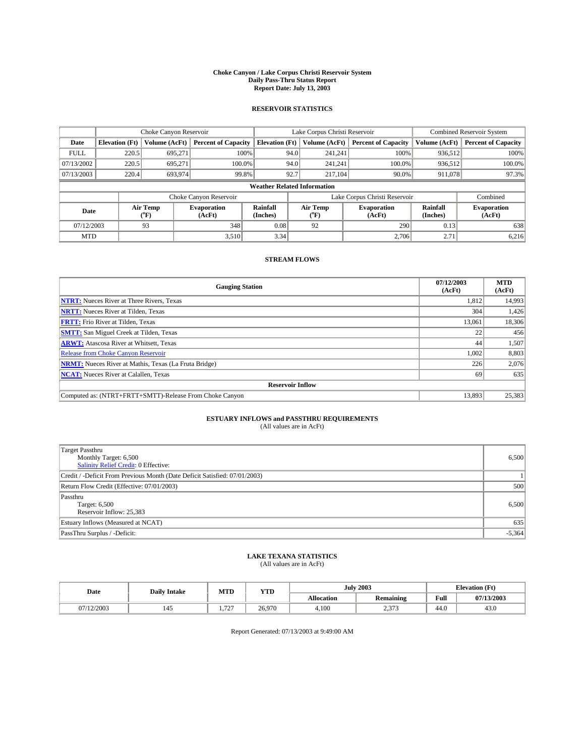# Choke Canyon / Lake Corpus Christi Reservoir System
## Daily Pass-Thru Status Report
## Report Date: July 13, 2003

### RESERVOIR STATISTICS

| | Choke Canyon Reservoir | | | Lake Corpus Christi Reservoir | | | Combined Reservoir System | |
|---|---|---|---|---|---|---|---|---|
| Date | Elevation (Ft) | Volume (AcFt) | Percent of Capacity | Elevation (Ft) | Volume (AcFt) | Percent of Capacity | Volume (AcFt) | Percent of Capacity |
| FULL | 220.5 | 695,271 | 100% | 94.0 | 241,241 | 100% | 936,512 | 100% |
| 07/13/2002 | 220.5 | 695,271 | 100.0% | 94.0 | 241,241 | 100.0% | 936,512 | 100.0% |
| 07/13/2003 | 220.4 | 693,974 | 99.8% | 92.7 | 217,104 | 90.0% | 911,078 | 97.3% |

**Weather Related Information**

| | Choke Canyon Reservoir | | | Lake Corpus Christi Reservoir | | | Combined |
|---|---|---|---|---|---|---|---|
| Date | Air Temp (°F) | Evaporation (AcFt) | Rainfall (Inches) | Air Temp (°F) | Evaporation (AcFt) | Rainfall (Inches) | Evaporation (AcFt) |
| 07/12/2003 | 93 | 348 | 0.08 | 92 | 290 | 0.13 | 638 |
| MTD | | 3,510 | 3.34 | | 2,706 | 2.71 | 6,216 |

### STREAM FLOWS

| Gauging Station | 07/12/2003 (AcFt) | MTD (AcFt) |
|---|---|---|
| NTRT: Nueces River at Three Rivers, Texas | 1,812 | 14,993 |
| NRTT: Nueces River at Tilden, Texas | 304 | 1,426 |
| FRTT: Frio River at Tilden, Texas | 13,061 | 18,306 |
| SMTT: San Miguel Creek at Tilden, Texas | 22 | 456 |
| ARWT: Atascosa River at Whitsett, Texas | 44 | 1,507 |
| Release from Choke Canyon Reservoir | 1,002 | 8,803 |
| NRMT: Nueces River at Mathis, Texas (La Fruta Bridge) | 226 | 2,076 |
| NCAT: Nueces River at Calallen, Texas | 69 | 635 |
| **Reservoir Inflow** | | |
| Computed as: (NTRT+FRTT+SMTT)-Release From Choke Canyon | 13,893 | 25,383 |

### ESTUARY INFLOWS and PASSTHRU REQUIREMENTS
(All values are in AcFt)

| | |
|---|---|
| Target Passthru<br>Monthly Target: 6,500<br>Salinity Relief Credit: 0 Effective: | 6,500 |
| Credit / -Deficit From Previous Month (Date Deficit Satisfied: 07/01/2003) | 1 |
| Return Flow Credit (Effective: 07/01/2003) | 500 |
| Passthru<br>Target: 6,500<br>Reservoir Inflow: 25,383 | 6,500 |
| Estuary Inflows (Measured at NCAT) | 635 |
| PassThru Surplus / -Deficit: | -5,364 |

### LAKE TEXANA STATISTICS
(All values are in AcFt)

| Date | Daily Intake | MTD | YTD | July 2003 | | Elevation (Ft) | |
|---|---|---|---|---|---|---|---|
| | | | | Allocation | Remaining | Full | 07/13/2003 |
| 07/12/2003 | 145 | 1,727 | 26,970 | 4,100 | 2,373 | 44.0 | 43.0 |

Report Generated: 07/13/2003 at 9:49:00 AM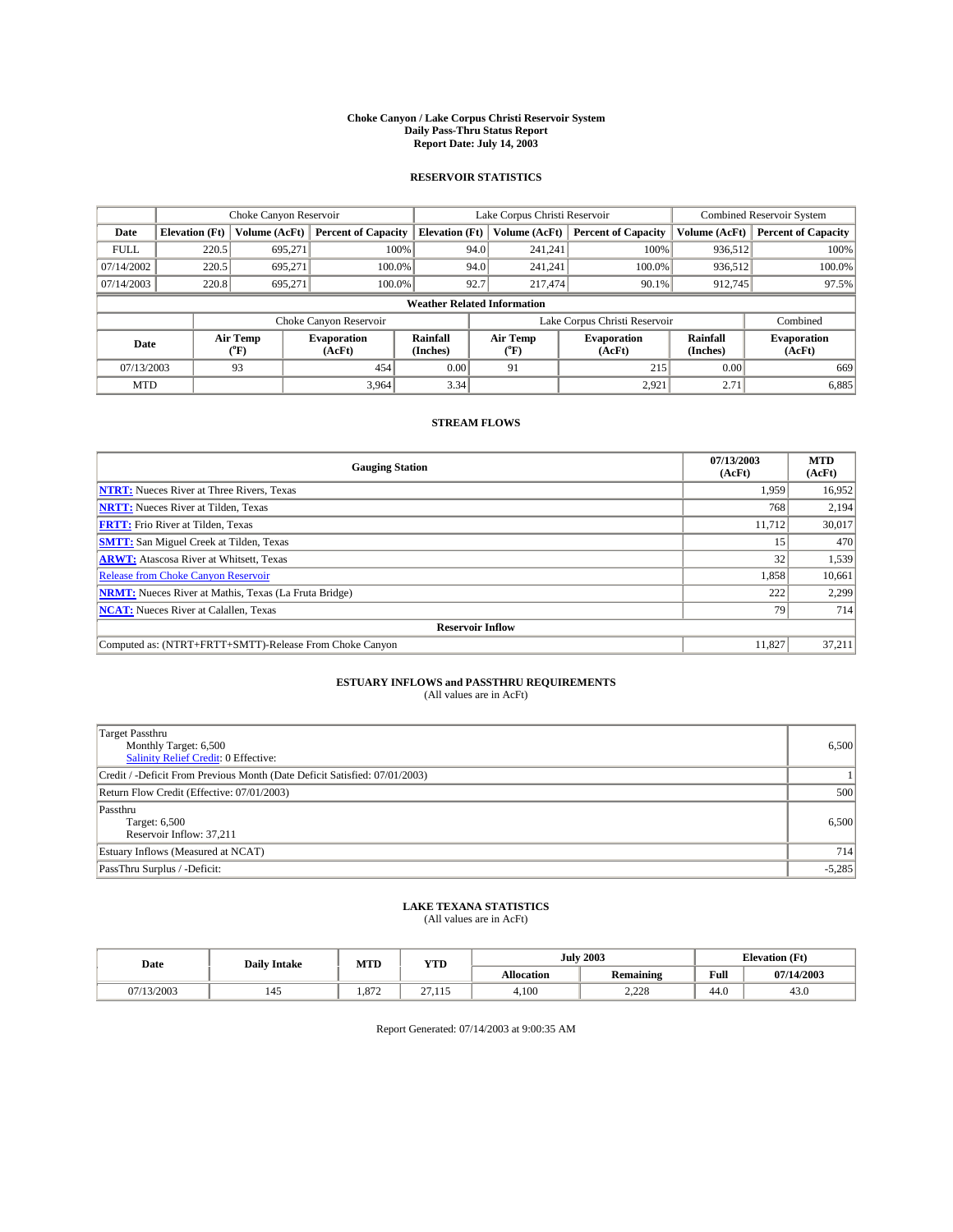# Choke Canyon / Lake Corpus Christi Reservoir System
# Daily Pass-Thru Status Report
# Report Date: July 14, 2003

## RESERVOIR STATISTICS

| | Choke Canyon Reservoir | | | Lake Corpus Christi Reservoir | | | Combined Reservoir System | |
|---|---|---|---|---|---|---|---|---|
| Date | Elevation (Ft) | Volume (AcFt) | Percent of Capacity | Elevation (Ft) | Volume (AcFt) | Percent of Capacity | Volume (AcFt) | Percent of Capacity |
| FULL | 220.5 | 695,271 | 100% | 94.0 | 241,241 | 100% | 936,512 | 100% |
| 07/14/2002 | 220.5 | 695,271 | 100.0% | 94.0 | 241,241 | 100.0% | 936,512 | 100.0% |
| 07/14/2003 | 220.8 | 695,271 | 100.0% | 92.7 | 217,474 | 90.1% | 912,745 | 97.5% |

**Weather Related Information**

| | Choke Canyon Reservoir | | | Lake Corpus Christi Reservoir | | | Combined |
|---|---|---|---|---|---|---|---|
| Date | Air Temp (°F) | Evaporation (AcFt) | Rainfall (Inches) | Air Temp (°F) | Evaporation (AcFt) | Rainfall (Inches) | Evaporation (AcFt) |
| 07/13/2003 | 93 | 454 | 0.00 | 91 | 215 | 0.00 | 669 |
| MTD | | 3,964 | 3.34 | | 2,921 | 2.71 | 6,885 |

## STREAM FLOWS

| Gauging Station | 07/13/2003 (AcFt) | MTD (AcFt) |
|---|---|---|
| NTRT: Nueces River at Three Rivers, Texas | 1,959 | 16,952 |
| NRTT: Nueces River at Tilden, Texas | 768 | 2,194 |
| FRTT: Frio River at Tilden, Texas | 11,712 | 30,017 |
| SMTT: San Miguel Creek at Tilden, Texas | 15 | 470 |
| ARWT: Atascosa River at Whitsett, Texas | 32 | 1,539 |
| Release from Choke Canyon Reservoir | 1,858 | 10,661 |
| NRMT: Nueces River at Mathis, Texas (La Fruta Bridge) | 222 | 2,299 |
| NCAT: Nueces River at Calallen, Texas | 79 | 714 |
| **Reservoir Inflow** | | |
| Computed as: (NTRT+FRTT+SMTT)-Release From Choke Canyon | 11,827 | 37,211 |

## ESTUARY INFLOWS and PASSTHRU REQUIREMENTS
(All values are in AcFt)

| | |
|---|---|
| Target Passthru<br>Monthly Target: 6,500<br>Salinity Relief Credit: 0 Effective: | 6,500 |
| Credit / -Deficit From Previous Month (Date Deficit Satisfied: 07/01/2003) | 1 |
| Return Flow Credit (Effective: 07/01/2003) | 500 |
| Passthru<br>Target: 6,500<br>Reservoir Inflow: 37,211 | 6,500 |
| Estuary Inflows (Measured at NCAT) | 714 |
| PassThru Surplus / -Deficit: | -5,285 |

## LAKE TEXANA STATISTICS
(All values are in AcFt)

| Date | Daily Intake | MTD | YTD | July 2003 | | Elevation (Ft) | |
|---|---|---|---|---|---|---|---|
| | | | | Allocation | Remaining | Full | 07/14/2003 |
| 07/13/2003 | 145 | 1,872 | 27,115 | 4,100 | 2,228 | 44.0 | 43.0 |

Report Generated: 07/14/2003 at 9:00:35 AM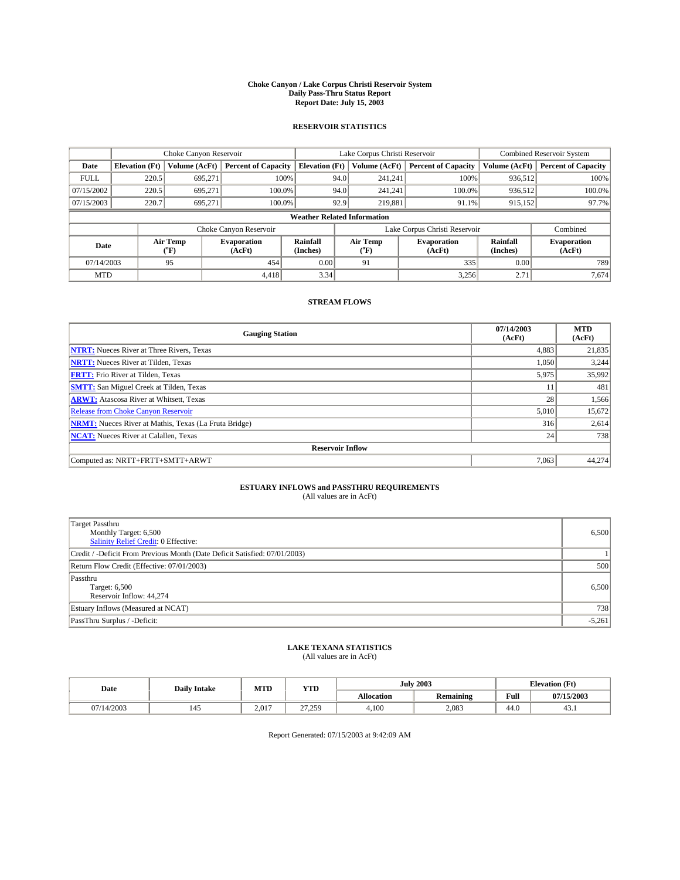# Choke Canyon / Lake Corpus Christi Reservoir System
## Daily Pass-Thru Status Report
## Report Date: July 15, 2003

### RESERVOIR STATISTICS

| | Choke Canyon Reservoir | | | Lake Corpus Christi Reservoir | | | Combined Reservoir System | |
|---|---|---|---|---|---|---|---|---|
| Date | Elevation (Ft) | Volume (AcFt) | Percent of Capacity | Elevation (Ft) | Volume (AcFt) | Percent of Capacity | Volume (AcFt) | Percent of Capacity |
| FULL | 220.5 | 695,271 | 100% | 94.0 | 241,241 | 100% | 936,512 | 100% |
| 07/15/2002 | 220.5 | 695,271 | 100.0% | 94.0 | 241,241 | 100.0% | 936,512 | 100.0% |
| 07/15/2003 | 220.7 | 695,271 | 100.0% | 92.9 | 219,881 | 91.1% | 915,152 | 97.7% |

**Weather Related Information**

| | Choke Canyon Reservoir | | | Lake Corpus Christi Reservoir | | | Combined |
|---|---|---|---|---|---|---|---|
| Date | Air Temp (°F) | Evaporation (AcFt) | Rainfall (Inches) | Air Temp (°F) | Evaporation (AcFt) | Rainfall (Inches) | Evaporation (AcFt) |
| 07/14/2003 | 95 | 454 | 0.00 | 91 | 335 | 0.00 | 789 |
| MTD | | 4,418 | 3.34 | | 3,256 | 2.71 | 7,674 |

### STREAM FLOWS

| Gauging Station | 07/14/2003 (AcFt) | MTD (AcFt) |
|---|---|---|
| **NTRT:** Nueces River at Three Rivers, Texas | 4,883 | 21,835 |
| **NRTT:** Nueces River at Tilden, Texas | 1,050 | 3,244 |
| **FRTT:** Frio River at Tilden, Texas | 5,975 | 35,992 |
| **SMTT:** San Miguel Creek at Tilden, Texas | 11 | 481 |
| **ARWT:** Atascosa River at Whitsett, Texas | 28 | 1,566 |
| Release from Choke Canyon Reservoir | 5,010 | 15,672 |
| **NRMT:** Nueces River at Mathis, Texas (La Fruta Bridge) | 316 | 2,614 |
| **NCAT:** Nueces River at Calallen, Texas | 24 | 738 |
| **Reservoir Inflow** | | |
| Computed as: NRTT+FRTT+SMTT+ARWT | 7,063 | 44,274 |

### ESTUARY INFLOWS and PASSTHRU REQUIREMENTS
(All values are in AcFt)

| | |
|---|---|
| Target Passthru<br>Monthly Target: 6,500<br>Salinity Relief Credit: 0 Effective: | 6,500 |
| Credit / -Deficit From Previous Month (Date Deficit Satisfied: 07/01/2003) | 1 |
| Return Flow Credit (Effective: 07/01/2003) | 500 |
| Passthru<br>Target: 6,500<br>Reservoir Inflow: 44,274 | 6,500 |
| Estuary Inflows (Measured at NCAT) | 738 |
| PassThru Surplus / -Deficit: | -5,261 |

### LAKE TEXANA STATISTICS
(All values are in AcFt)

| Date | Daily Intake | MTD | YTD | July 2003 | | Elevation (Ft) | |
|---|---|---|---|---|---|---|---|
| | | | | Allocation | Remaining | Full | 07/15/2003 |
| 07/14/2003 | 145 | 2,017 | 27,259 | 4,100 | 2,083 | 44.0 | 43.1 |

Report Generated: 07/15/2003 at 9:42:09 AM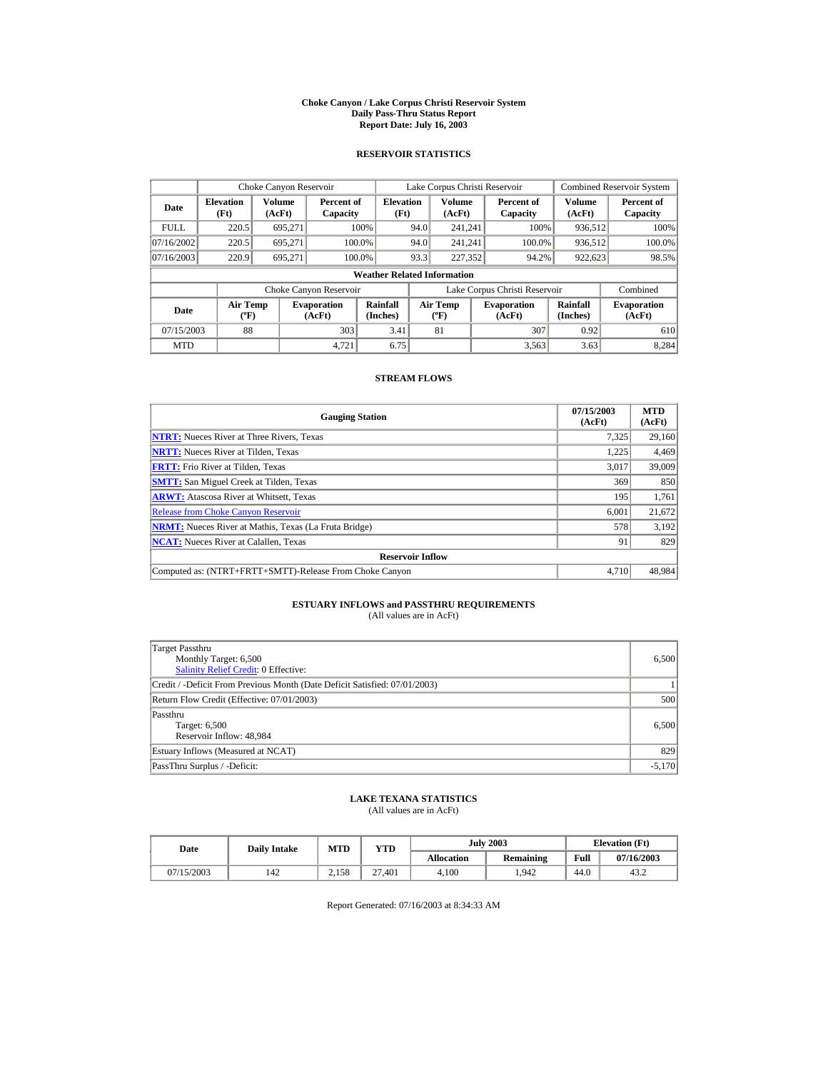# Choke Canyon / Lake Corpus Christi Reservoir System
## Daily Pass-Thru Status Report
### Report Date: July 16, 2003

## RESERVOIR STATISTICS

| | Choke Canyon Reservoir | | | Lake Corpus Christi Reservoir | | | Combined Reservoir System | |
|---|---|---|---|---|---|---|---|---|
| Date | Elevation (Ft) | Volume (AcFt) | Percent of Capacity | Elevation (Ft) | Volume (AcFt) | Percent of Capacity | Volume (AcFt) | Percent of Capacity |
| FULL | 220.5 | 695,271 | 100% | 94.0 | 241,241 | 100% | 936,512 | 100% |
| 07/16/2002 | 220.5 | 695,271 | 100.0% | 94.0 | 241,241 | 100.0% | 936,512 | 100.0% |
| 07/16/2003 | 220.9 | 695,271 | 100.0% | 93.3 | 227,352 | 94.2% | 922,623 | 98.5% |

**Weather Related Information**

| | Choke Canyon Reservoir | | | Lake Corpus Christi Reservoir | | | Combined |
|---|---|---|---|---|---|---|---|
| Date | Air Temp (ºF) | Evaporation (AcFt) | Rainfall (Inches) | Air Temp (ºF) | Evaporation (AcFt) | Rainfall (Inches) | Evaporation (AcFt) |
| 07/15/2003 | 88 | 303 | 3.41 | 81 | 307 | 0.92 | 610 |
| MTD | | 4,721 | 6.75 | | 3,563 | 3.63 | 8,284 |

## STREAM FLOWS

| Gauging Station | 07/15/2003 (AcFt) | MTD (AcFt) |
|---|---|---|
| **NTRT:** Nueces River at Three Rivers, Texas | 7,325 | 29,160 |
| **NRTT:** Nueces River at Tilden, Texas | 1,225 | 4,469 |
| **FRTT:** Frio River at Tilden, Texas | 3,017 | 39,009 |
| **SMTT:** San Miguel Creek at Tilden, Texas | 369 | 850 |
| **ARWT:** Atascosa River at Whitsett, Texas | 195 | 1,761 |
| Release from Choke Canyon Reservoir | 6,001 | 21,672 |
| **NRMT:** Nueces River at Mathis, Texas (La Fruta Bridge) | 578 | 3,192 |
| **NCAT:** Nueces River at Calallen, Texas | 91 | 829 |
| **Reservoir Inflow** | | |
| Computed as: (NTRT+FRTT+SMTT)-Release From Choke Canyon | 4,710 | 48,984 |

## ESTUARY INFLOWS and PASSTHRU REQUIREMENTS
(All values are in AcFt)

| | |
|---|---|
| Target Passthru<br>Monthly Target: 6,500<br>Salinity Relief Credit: 0 Effective: | 6,500 |
| Credit / -Deficit From Previous Month (Date Deficit Satisfied: 07/01/2003) | 1 |
| Return Flow Credit (Effective: 07/01/2003) | 500 |
| Passthru<br>Target: 6,500<br>Reservoir Inflow: 48,984 | 6,500 |
| Estuary Inflows (Measured at NCAT) | 829 |
| PassThru Surplus / -Deficit: | -5,170 |

## LAKE TEXANA STATISTICS
(All values are in AcFt)

| Date | Daily Intake | MTD | YTD | July 2003 | | Elevation (Ft) | |
|---|---|---|---|---|---|---|---|
| | | | | Allocation | Remaining | Full | 07/16/2003 |
| 07/15/2003 | 142 | 2,158 | 27,401 | 4,100 | 1,942 | 44.0 | 43.2 |

Report Generated: 07/16/2003 at 8:34:33 AM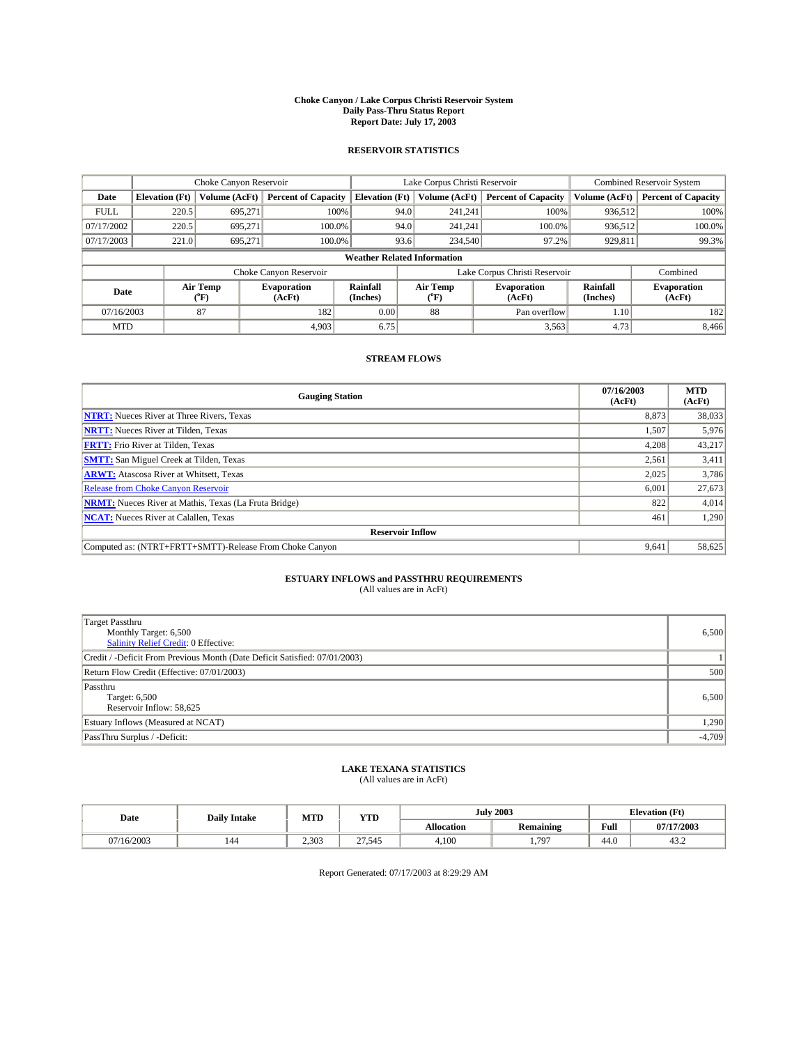# Choke Canyon / Lake Corpus Christi Reservoir System
## Daily Pass-Thru Status Report
### Report Date: July 17, 2003

## RESERVOIR STATISTICS

| | Choke Canyon Reservoir | | | Lake Corpus Christi Reservoir | | | Combined Reservoir System | |
|---|---|---|---|---|---|---|---|---|
| Date | Elevation (Ft) | Volume (AcFt) | Percent of Capacity | Elevation (Ft) | Volume (AcFt) | Percent of Capacity | Volume (AcFt) | Percent of Capacity |
| FULL | 220.5 | 695,271 | 100% | 94.0 | 241,241 | 100% | 936,512 | 100% |
| 07/17/2002 | 220.5 | 695,271 | 100.0% | 94.0 | 241,241 | 100.0% | 936,512 | 100.0% |
| 07/17/2003 | 221.0 | 695,271 | 100.0% | 93.6 | 234,540 | 97.2% | 929,811 | 99.3% |

**Weather Related Information**

| | Choke Canyon Reservoir | | | Lake Corpus Christi Reservoir | | | Combined |
|---|---|---|---|---|---|---|---|
| Date | Air Temp (°F) | Evaporation (AcFt) | Rainfall (Inches) | Air Temp (°F) | Evaporation (AcFt) | Rainfall (Inches) | Evaporation (AcFt) |
| 07/16/2003 | 87 | 182 | 0.00 | 88 | Pan overflow | 1.10 | 182 |
| MTD | | 4,903 | 6.75 | | 3,563 | 4.73 | 8,466 |

## STREAM FLOWS

| Gauging Station | 07/16/2003 (AcFt) | MTD (AcFt) |
|---|---|---|
| NTRT: Nueces River at Three Rivers, Texas | 8,873 | 38,033 |
| NRTT: Nueces River at Tilden, Texas | 1,507 | 5,976 |
| FRTT: Frio River at Tilden, Texas | 4,208 | 43,217 |
| SMTT: San Miguel Creek at Tilden, Texas | 2,561 | 3,411 |
| ARWT: Atascosa River at Whitsett, Texas | 2,025 | 3,786 |
| Release from Choke Canyon Reservoir | 6,001 | 27,673 |
| NRMT: Nueces River at Mathis, Texas (La Fruta Bridge) | 822 | 4,014 |
| NCAT: Nueces River at Calallen, Texas | 461 | 1,290 |
| **Reservoir Inflow** | | |
| Computed as: (NTRT+FRTT+SMTT)-Release From Choke Canyon | 9,641 | 58,625 |

## ESTUARY INFLOWS and PASSTHRU REQUIREMENTS
(All values are in AcFt)

| | |
|---|---|
| Target Passthru<br>Monthly Target: 6,500<br>Salinity Relief Credit: 0 Effective: | 6,500 |
| Credit / -Deficit From Previous Month (Date Deficit Satisfied: 07/01/2003) | 1 |
| Return Flow Credit (Effective: 07/01/2003) | 500 |
| Passthru<br>Target: 6,500<br>Reservoir Inflow: 58,625 | 6,500 |
| Estuary Inflows (Measured at NCAT) | 1,290 |
| PassThru Surplus / -Deficit: | -4,709 |

## LAKE TEXANA STATISTICS
(All values are in AcFt)

| Date | Daily Intake | MTD | YTD | July 2003 | | Elevation (Ft) | |
|---|---|---|---|---|---|---|---|
| | | | | Allocation | Remaining | Full | 07/17/2003 |
| 07/16/2003 | 144 | 2,303 | 27,545 | 4,100 | 1,797 | 44.0 | 43.2 |

Report Generated: 07/17/2003 at 8:29:29 AM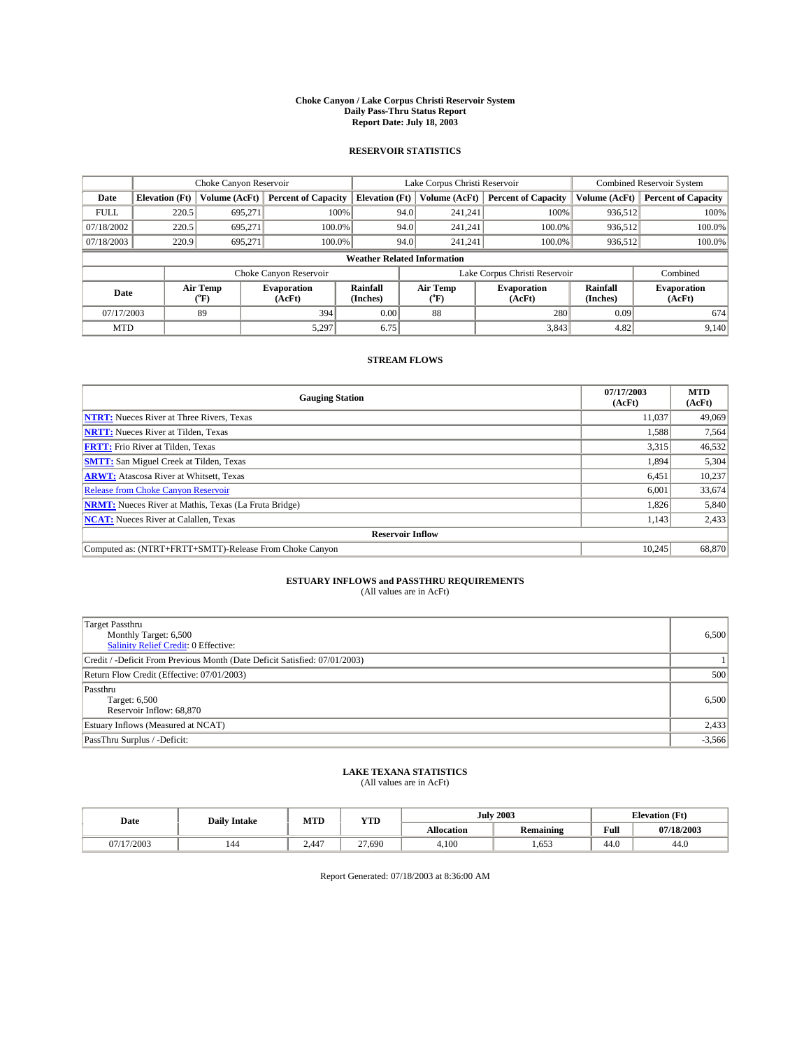# Choke Canyon / Lake Corpus Christi Reservoir System
## Daily Pass-Thru Status Report
### Report Date: July 18, 2003

## RESERVOIR STATISTICS

| | Choke Canyon Reservoir | | | Lake Corpus Christi Reservoir | | | Combined Reservoir System | |
|---|---|---|---|---|---|---|---|---|
| Date | Elevation (Ft) | Volume (AcFt) | Percent of Capacity | Elevation (Ft) | Volume (AcFt) | Percent of Capacity | Volume (AcFt) | Percent of Capacity |
| FULL | 220.5 | 695,271 | 100% | 94.0 | 241,241 | 100% | 936,512 | 100% |
| 07/18/2002 | 220.5 | 695,271 | 100.0% | 94.0 | 241,241 | 100.0% | 936,512 | 100.0% |
| 07/18/2003 | 220.9 | 695,271 | 100.0% | 94.0 | 241,241 | 100.0% | 936,512 | 100.0% |

**Weather Related Information**

| | Choke Canyon Reservoir | | | Lake Corpus Christi Reservoir | | | Combined |
|---|---|---|---|---|---|---|---|
| Date | Air Temp (°F) | Evaporation (AcFt) | Rainfall (Inches) | Air Temp (°F) | Evaporation (AcFt) | Rainfall (Inches) | Evaporation (AcFt) |
| 07/17/2003 | 89 | 394 | 0.00 | 88 | 280 | 0.09 | 674 |
| MTD | | 5,297 | 6.75 | | 3,843 | 4.82 | 9,140 |

## STREAM FLOWS

| Gauging Station | 07/17/2003 (AcFt) | MTD (AcFt) |
|---|---|---|
| NTRT: Nueces River at Three Rivers, Texas | 11,037 | 49,069 |
| NRTT: Nueces River at Tilden, Texas | 1,588 | 7,564 |
| FRTT: Frio River at Tilden, Texas | 3,315 | 46,532 |
| SMTT: San Miguel Creek at Tilden, Texas | 1,894 | 5,304 |
| ARWT: Atascosa River at Whitsett, Texas | 6,451 | 10,237 |
| Release from Choke Canyon Reservoir | 6,001 | 33,674 |
| NRMT: Nueces River at Mathis, Texas (La Fruta Bridge) | 1,826 | 5,840 |
| NCAT: Nueces River at Calallen, Texas | 1,143 | 2,433 |
| **Reservoir Inflow** | | |
| Computed as: (NTRT+FRTT+SMTT)-Release From Choke Canyon | 10,245 | 68,870 |

## ESTUARY INFLOWS and PASSTHRU REQUIREMENTS
(All values are in AcFt)

| | |
|---|---|
| Target Passthru<br>Monthly Target: 6,500<br>Salinity Relief Credit: 0 Effective: | 6,500 |
| Credit / -Deficit From Previous Month (Date Deficit Satisfied: 07/01/2003) | 1 |
| Return Flow Credit (Effective: 07/01/2003) | 500 |
| Passthru<br>Target: 6,500<br>Reservoir Inflow: 68,870 | 6,500 |
| Estuary Inflows (Measured at NCAT) | 2,433 |
| PassThru Surplus / -Deficit: | -3,566 |

## LAKE TEXANA STATISTICS
(All values are in AcFt)

| Date | Daily Intake | MTD | YTD | July 2003 | | Elevation (Ft) | |
|---|---|---|---|---|---|---|---|
| | | | | Allocation | Remaining | Full | 07/18/2003 |
| 07/17/2003 | 144 | 2,447 | 27,690 | 4,100 | 1,653 | 44.0 | 44.0 |

Report Generated: 07/18/2003 at 8:36:00 AM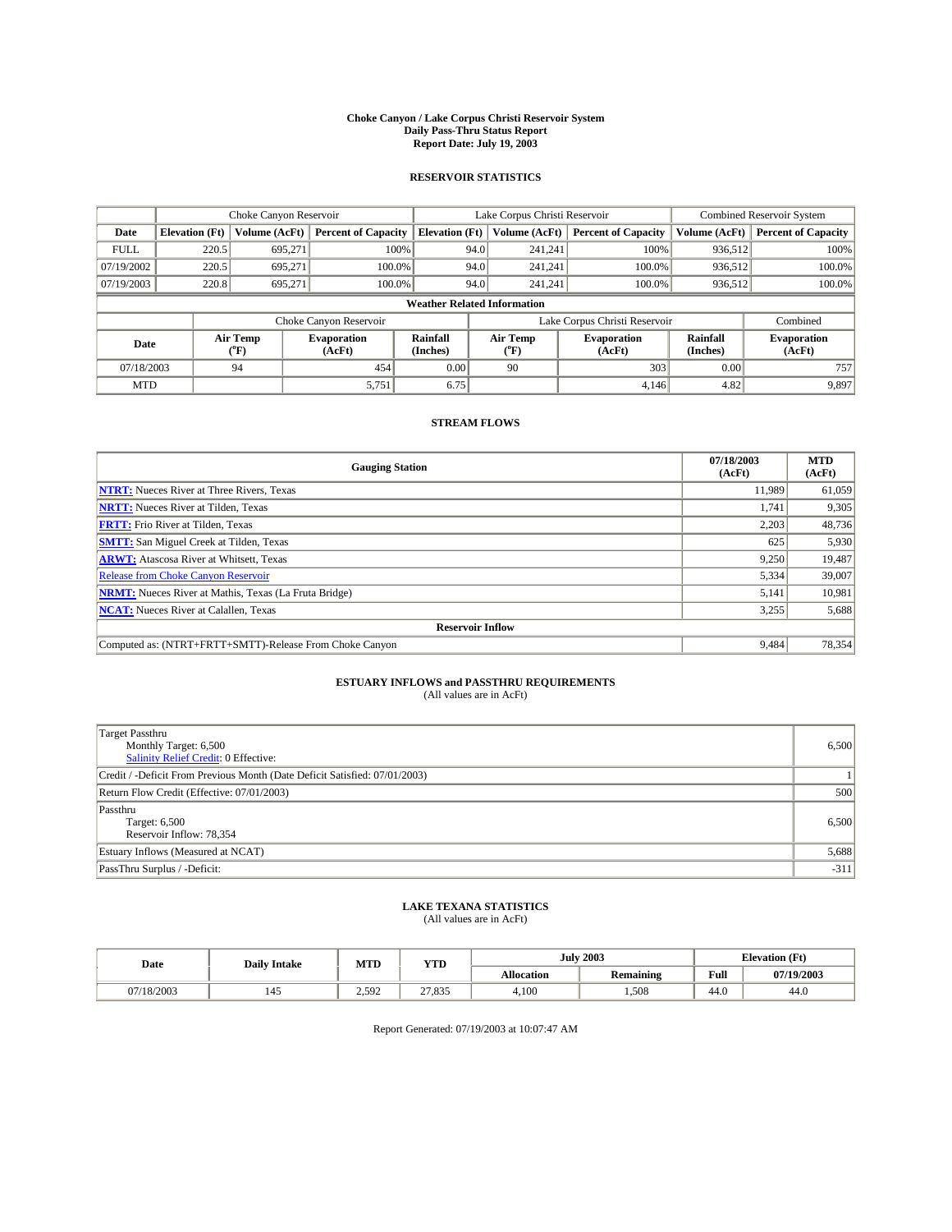**Choke Canyon / Lake Corpus Christi Reservoir System**
**Daily Pass-Thru Status Report**
**Report Date: July 19, 2003**

## RESERVOIR STATISTICS

| | Choke Canyon Reservoir | | | Lake Corpus Christi Reservoir | | | Combined Reservoir System | |
|---|---|---|---|---|---|---|---|---|
| Date | Elevation (Ft) | Volume (AcFt) | Percent of Capacity | Elevation (Ft) | Volume (AcFt) | Percent of Capacity | Volume (AcFt) | Percent of Capacity |
| FULL | 220.5 | 695,271 | 100% | 94.0 | 241,241 | 100% | 936,512 | 100% |
| 07/19/2002 | 220.5 | 695,271 | 100.0% | 94.0 | 241,241 | 100.0% | 936,512 | 100.0% |
| 07/19/2003 | 220.8 | 695,271 | 100.0% | 94.0 | 241,241 | 100.0% | 936,512 | 100.0% |

**Weather Related Information**

| | Choke Canyon Reservoir | | | Lake Corpus Christi Reservoir | | | Combined |
|---|---|---|---|---|---|---|---|
| Date | Air Temp (°F) | Evaporation (AcFt) | Rainfall (Inches) | Air Temp (°F) | Evaporation (AcFt) | Rainfall (Inches) | Evaporation (AcFt) |
| 07/18/2003 | 94 | 454 | 0.00 | 90 | 303 | 0.00 | 757 |
| MTD | | 5,751 | 6.75 | | 4,146 | 4.82 | 9,897 |

## STREAM FLOWS

| Gauging Station | 07/18/2003 (AcFt) | MTD (AcFt) |
|---|---|---|
| NTRT: Nueces River at Three Rivers, Texas | 11,989 | 61,059 |
| NRTT: Nueces River at Tilden, Texas | 1,741 | 9,305 |
| FRTT: Frio River at Tilden, Texas | 2,203 | 48,736 |
| SMTT: San Miguel Creek at Tilden, Texas | 625 | 5,930 |
| ARWT: Atascosa River at Whitsett, Texas | 9,250 | 19,487 |
| Release from Choke Canyon Reservoir | 5,334 | 39,007 |
| NRMT: Nueces River at Mathis, Texas (La Fruta Bridge) | 5,141 | 10,981 |
| NCAT: Nueces River at Calallen, Texas | 3,255 | 5,688 |
| **Reservoir Inflow** | | |
| Computed as: (NTRT+FRTT+SMTT)-Release From Choke Canyon | 9,484 | 78,354 |

## ESTUARY INFLOWS and PASSTHRU REQUIREMENTS

(All values are in AcFt)

| | |
|---|---|
| Target Passthru<br>Monthly Target: 6,500<br>Salinity Relief Credit: 0 Effective: | 6,500 |
| Credit / -Deficit From Previous Month (Date Deficit Satisfied: 07/01/2003) | 1 |
| Return Flow Credit (Effective: 07/01/2003) | 500 |
| Passthru<br>Target: 6,500<br>Reservoir Inflow: 78,354 | 6,500 |
| Estuary Inflows (Measured at NCAT) | 5,688 |
| PassThru Surplus / -Deficit: | -311 |

## LAKE TEXANA STATISTICS

(All values are in AcFt)

| Date | Daily Intake | MTD | YTD | July 2003 | | Elevation (Ft) | |
|---|---|---|---|---|---|---|---|
| | | | | Allocation | Remaining | Full | 07/19/2003 |
| 07/18/2003 | 145 | 2,592 | 27,835 | 4,100 | 1,508 | 44.0 | 44.0 |

Report Generated: 07/19/2003 at 10:07:47 AM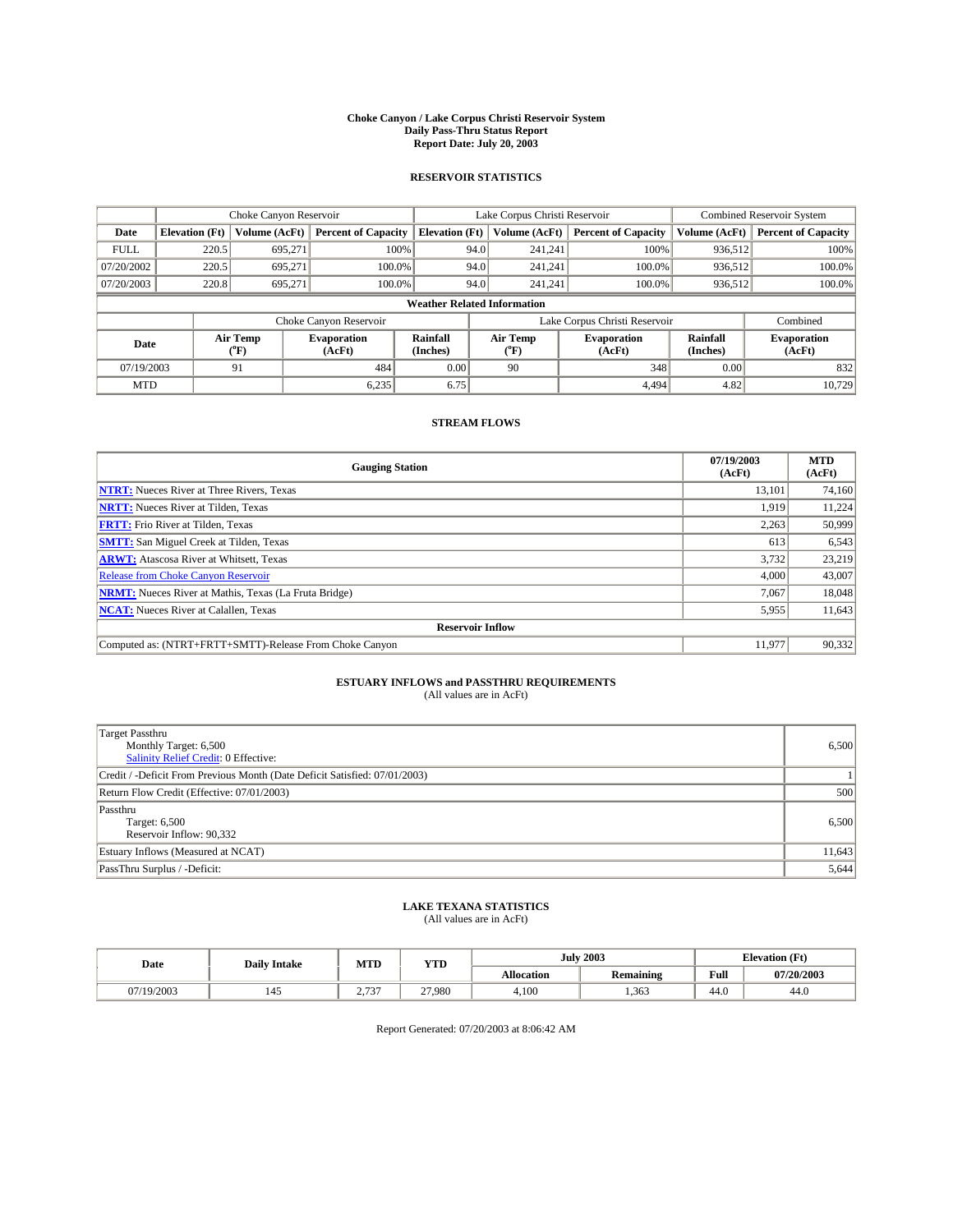# Choke Canyon / Lake Corpus Christi Reservoir System
## Daily Pass-Thru Status Report
### Report Date: July 20, 2003

## RESERVOIR STATISTICS

| | Choke Canyon Reservoir | | | Lake Corpus Christi Reservoir | | | Combined Reservoir System | |
|---|---|---|---|---|---|---|---|---|
| Date | Elevation (Ft) | Volume (AcFt) | Percent of Capacity | Elevation (Ft) | Volume (AcFt) | Percent of Capacity | Volume (AcFt) | Percent of Capacity |
| FULL | 220.5 | 695,271 | 100% | 94.0 | 241,241 | 100% | 936,512 | 100% |
| 07/20/2002 | 220.5 | 695,271 | 100.0% | 94.0 | 241,241 | 100.0% | 936,512 | 100.0% |
| 07/20/2003 | 220.8 | 695,271 | 100.0% | 94.0 | 241,241 | 100.0% | 936,512 | 100.0% |

**Weather Related Information**

| | Choke Canyon Reservoir | | | Lake Corpus Christi Reservoir | | | Combined |
|---|---|---|---|---|---|---|---|
| Date | Air Temp (°F) | Evaporation (AcFt) | Rainfall (Inches) | Air Temp (°F) | Evaporation (AcFt) | Rainfall (Inches) | Evaporation (AcFt) |
| 07/19/2003 | 91 | 484 | 0.00 | 90 | 348 | 0.00 | 832 |
| MTD | | 6,235 | 6.75 | | 4,494 | 4.82 | 10,729 |

## STREAM FLOWS

| Gauging Station | 07/19/2003 (AcFt) | MTD (AcFt) |
|---|---|---|
| **NTRT:** Nueces River at Three Rivers, Texas | 13,101 | 74,160 |
| **NRTT:** Nueces River at Tilden, Texas | 1,919 | 11,224 |
| **FRTT:** Frio River at Tilden, Texas | 2,263 | 50,999 |
| **SMTT:** San Miguel Creek at Tilden, Texas | 613 | 6,543 |
| **ARWT:** Atascosa River at Whitsett, Texas | 3,732 | 23,219 |
| Release from Choke Canyon Reservoir | 4,000 | 43,007 |
| **NRMT:** Nueces River at Mathis, Texas (La Fruta Bridge) | 7,067 | 18,048 |
| **NCAT:** Nueces River at Calallen, Texas | 5,955 | 11,643 |
| **Reservoir Inflow** | | |
| Computed as: (NTRT+FRTT+SMTT)-Release From Choke Canyon | 11,977 | 90,332 |

## ESTUARY INFLOWS and PASSTHRU REQUIREMENTS
(All values are in AcFt)

| | |
|---|---|
| Target Passthru<br>Monthly Target: 6,500<br>Salinity Relief Credit: 0 Effective: | 6,500 |
| Credit / -Deficit From Previous Month (Date Deficit Satisfied: 07/01/2003) | 1 |
| Return Flow Credit (Effective: 07/01/2003) | 500 |
| Passthru<br>Target: 6,500<br>Reservoir Inflow: 90,332 | 6,500 |
| Estuary Inflows (Measured at NCAT) | 11,643 |
| PassThru Surplus / -Deficit: | 5,644 |

## LAKE TEXANA STATISTICS
(All values are in AcFt)

| Date | Daily Intake | MTD | YTD | July 2003 | | Elevation (Ft) | |
|---|---|---|---|---|---|---|---|
| | | | | Allocation | Remaining | Full | 07/20/2003 |
| 07/19/2003 | 145 | 2,737 | 27,980 | 4,100 | 1,363 | 44.0 | 44.0 |

Report Generated: 07/20/2003 at 8:06:42 AM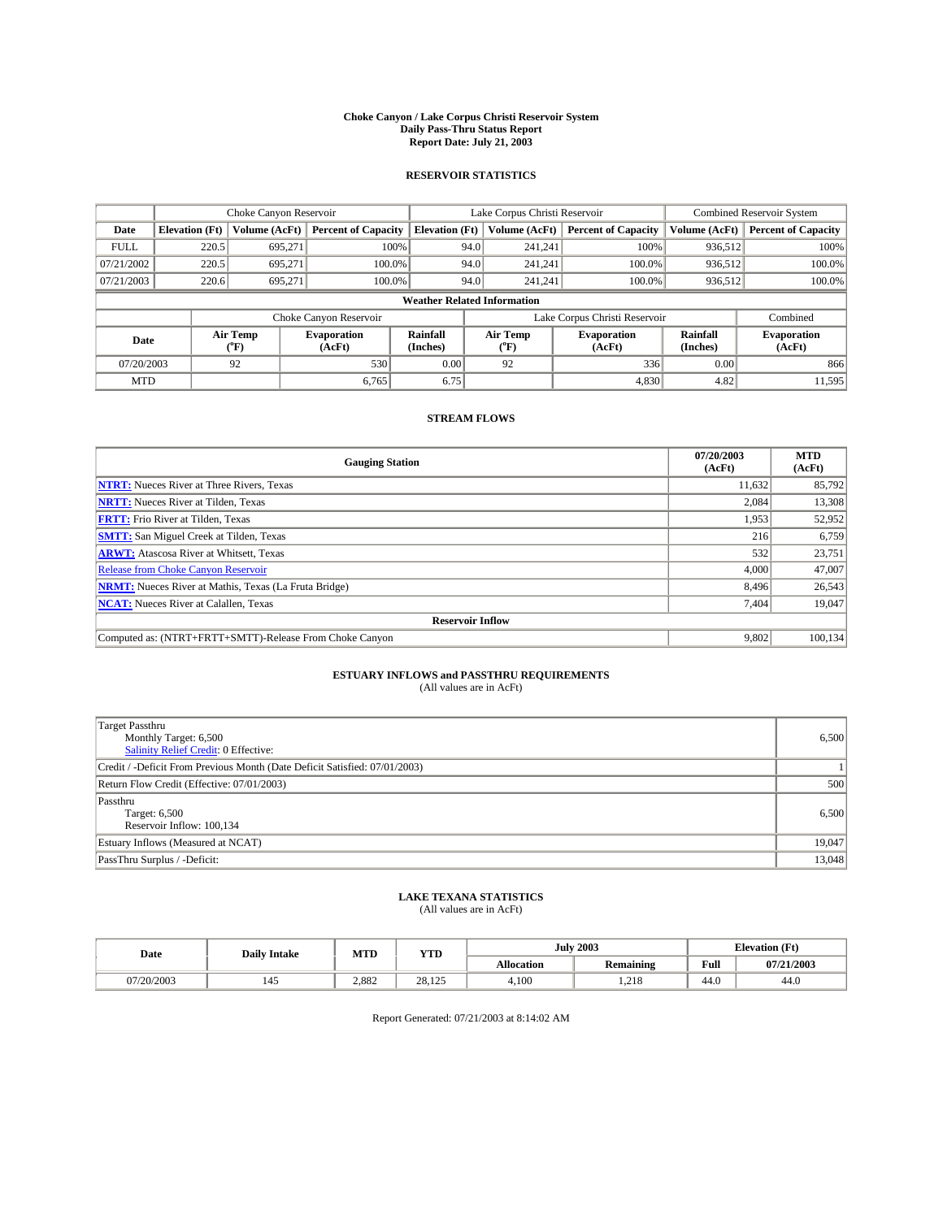# Choke Canyon / Lake Corpus Christi Reservoir System
## Daily Pass-Thru Status Report
## Report Date: July 21, 2003

### RESERVOIR STATISTICS

| | Choke Canyon Reservoir | | | Lake Corpus Christi Reservoir | | | Combined Reservoir System | |
|---|---|---|---|---|---|---|---|---|
| Date | Elevation (Ft) | Volume (AcFt) | Percent of Capacity | Elevation (Ft) | Volume (AcFt) | Percent of Capacity | Volume (AcFt) | Percent of Capacity |
| FULL | 220.5 | 695,271 | 100% | 94.0 | 241,241 | 100% | 936,512 | 100% |
| 07/21/2002 | 220.5 | 695,271 | 100.0% | 94.0 | 241,241 | 100.0% | 936,512 | 100.0% |
| 07/21/2003 | 220.6 | 695,271 | 100.0% | 94.0 | 241,241 | 100.0% | 936,512 | 100.0% |

**Weather Related Information**

| | Choke Canyon Reservoir | | | Lake Corpus Christi Reservoir | | | Combined |
|---|---|---|---|---|---|---|---|
| Date | Air Temp (°F) | Evaporation (AcFt) | Rainfall (Inches) | Air Temp (°F) | Evaporation (AcFt) | Rainfall (Inches) | Evaporation (AcFt) |
| 07/20/2003 | 92 | 530 | 0.00 | 92 | 336 | 0.00 | 866 |
| MTD | | 6,765 | 6.75 | | 4,830 | 4.82 | 11,595 |

### STREAM FLOWS

| Gauging Station | 07/20/2003 (AcFt) | MTD (AcFt) |
|---|---|---|
| NTRT: Nueces River at Three Rivers, Texas | 11,632 | 85,792 |
| NRTT: Nueces River at Tilden, Texas | 2,084 | 13,308 |
| FRTT: Frio River at Tilden, Texas | 1,953 | 52,952 |
| SMTT: San Miguel Creek at Tilden, Texas | 216 | 6,759 |
| ARWT: Atascosa River at Whitsett, Texas | 532 | 23,751 |
| Release from Choke Canyon Reservoir | 4,000 | 47,007 |
| NRMT: Nueces River at Mathis, Texas (La Fruta Bridge) | 8,496 | 26,543 |
| NCAT: Nueces River at Calallen, Texas | 7,404 | 19,047 |
| **Reservoir Inflow** | | |
| Computed as: (NTRT+FRTT+SMTT)-Release From Choke Canyon | 9,802 | 100,134 |

### ESTUARY INFLOWS and PASSTHRU REQUIREMENTS
(All values are in AcFt)

| | |
|---|---|
| Target Passthru<br>Monthly Target: 6,500<br>Salinity Relief Credit: 0 Effective: | 6,500 |
| Credit / -Deficit From Previous Month (Date Deficit Satisfied: 07/01/2003) | 1 |
| Return Flow Credit (Effective: 07/01/2003) | 500 |
| Passthru<br>Target: 6,500<br>Reservoir Inflow: 100,134 | 6,500 |
| Estuary Inflows (Measured at NCAT) | 19,047 |
| PassThru Surplus / -Deficit: | 13,048 |

### LAKE TEXANA STATISTICS
(All values are in AcFt)

| Date | Daily Intake | MTD | YTD | July 2003 | | Elevation (Ft) | |
|---|---|---|---|---|---|---|---|
| | | | | Allocation | Remaining | Full | 07/21/2003 |
| 07/20/2003 | 145 | 2,882 | 28,125 | 4,100 | 1,218 | 44.0 | 44.0 |

Report Generated: 07/21/2003 at 8:14:02 AM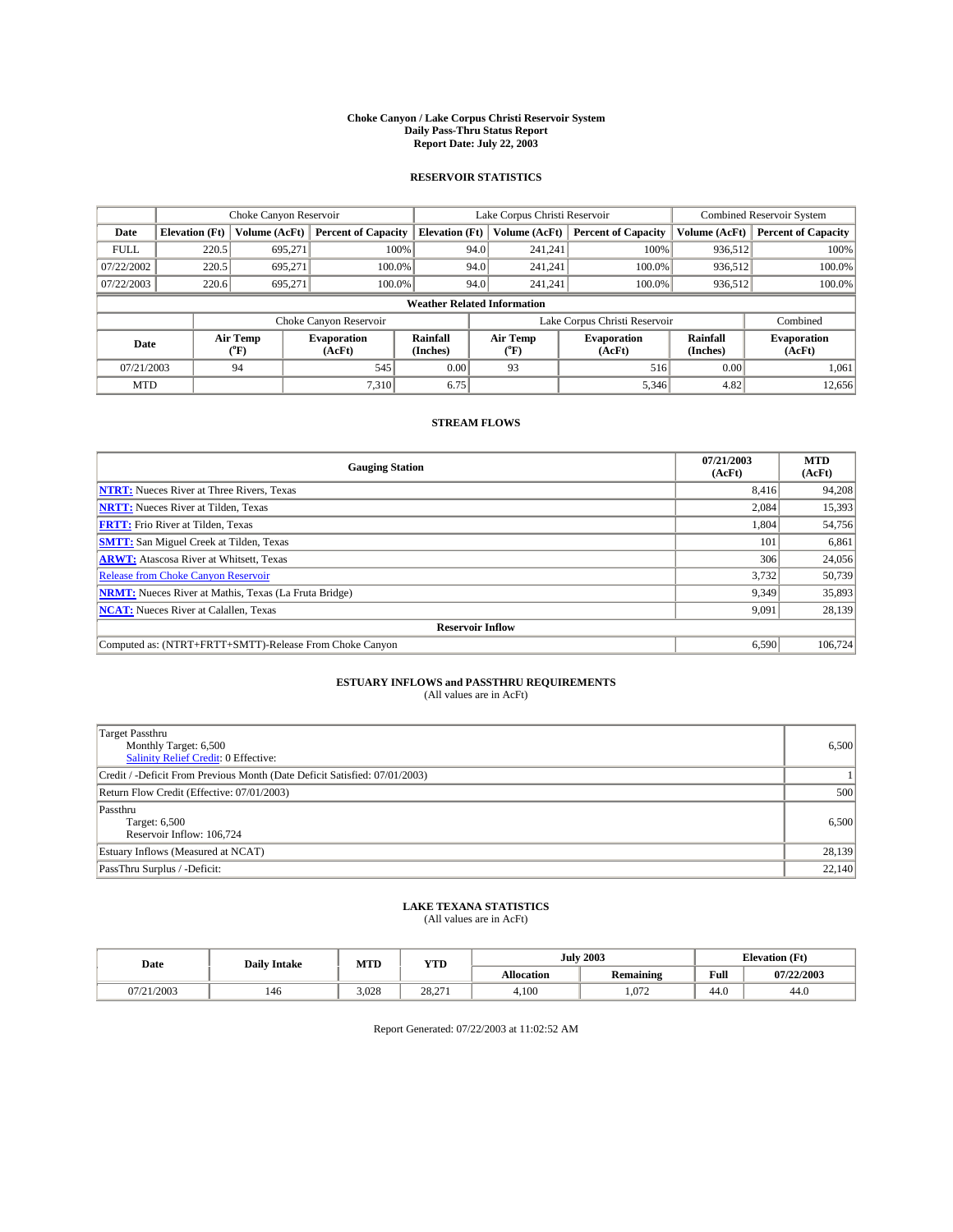# Choke Canyon / Lake Corpus Christi Reservoir System
## Daily Pass-Thru Status Report
### Report Date: July 22, 2003

## RESERVOIR STATISTICS

| | Choke Canyon Reservoir | | | Lake Corpus Christi Reservoir | | | Combined Reservoir System | |
|---|---|---|---|---|---|---|---|---|
| Date | Elevation (Ft) | Volume (AcFt) | Percent of Capacity | Elevation (Ft) | Volume (AcFt) | Percent of Capacity | Volume (AcFt) | Percent of Capacity |
| FULL | 220.5 | 695,271 | 100% | 94.0 | 241,241 | 100% | 936,512 | 100% |
| 07/22/2002 | 220.5 | 695,271 | 100.0% | 94.0 | 241,241 | 100.0% | 936,512 | 100.0% |
| 07/22/2003 | 220.6 | 695,271 | 100.0% | 94.0 | 241,241 | 100.0% | 936,512 | 100.0% |

**Weather Related Information**

| | Choke Canyon Reservoir | | | Lake Corpus Christi Reservoir | | | Combined |
|---|---|---|---|---|---|---|---|
| Date | Air Temp (°F) | Evaporation (AcFt) | Rainfall (Inches) | Air Temp (°F) | Evaporation (AcFt) | Rainfall (Inches) | Evaporation (AcFt) |
| 07/21/2003 | 94 | 545 | 0.00 | 93 | 516 | 0.00 | 1,061 |
| MTD | | 7,310 | 6.75 | | 5,346 | 4.82 | 12,656 |

## STREAM FLOWS

| Gauging Station | 07/21/2003 (AcFt) | MTD (AcFt) |
|---|---|---|
| NTRT: Nueces River at Three Rivers, Texas | 8,416 | 94,208 |
| NRTT: Nueces River at Tilden, Texas | 2,084 | 15,393 |
| FRTT: Frio River at Tilden, Texas | 1,804 | 54,756 |
| SMTT: San Miguel Creek at Tilden, Texas | 101 | 6,861 |
| ARWT: Atascosa River at Whitsett, Texas | 306 | 24,056 |
| Release from Choke Canyon Reservoir | 3,732 | 50,739 |
| NRMT: Nueces River at Mathis, Texas (La Fruta Bridge) | 9,349 | 35,893 |
| NCAT: Nueces River at Calallen, Texas | 9,091 | 28,139 |
| **Reservoir Inflow** | | |
| Computed as: (NTRT+FRTT+SMTT)-Release From Choke Canyon | 6,590 | 106,724 |

## ESTUARY INFLOWS and PASSTHRU REQUIREMENTS
(All values are in AcFt)

| | |
|---|---|
| Target Passthru<br>Monthly Target: 6,500<br>Salinity Relief Credit: 0 Effective: | 6,500 |
| Credit / -Deficit From Previous Month (Date Deficit Satisfied: 07/01/2003) | 1 |
| Return Flow Credit (Effective: 07/01/2003) | 500 |
| Passthru<br>Target: 6,500<br>Reservoir Inflow: 106,724 | 6,500 |
| Estuary Inflows (Measured at NCAT) | 28,139 |
| PassThru Surplus / -Deficit: | 22,140 |

## LAKE TEXANA STATISTICS
(All values are in AcFt)

| Date | Daily Intake | MTD | YTD | July 2003 | | Elevation (Ft) | |
|---|---|---|---|---|---|---|---|
| | | | | Allocation | Remaining | Full | 07/22/2003 |
| 07/21/2003 | 146 | 3,028 | 28,271 | 4,100 | 1,072 | 44.0 | 44.0 |

Report Generated: 07/22/2003 at 11:02:52 AM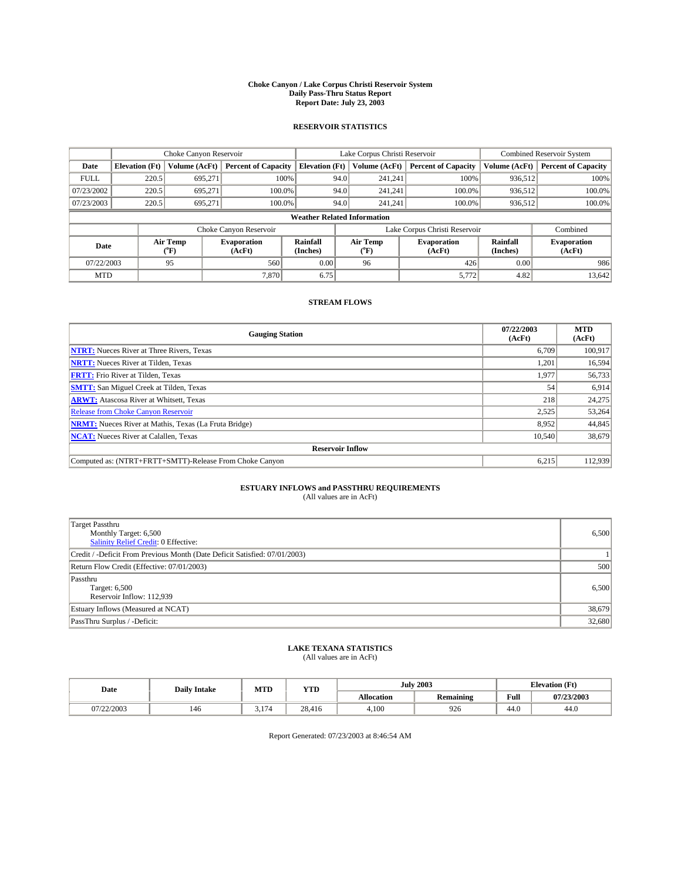# Choke Canyon / Lake Corpus Christi Reservoir System
## Daily Pass-Thru Status Report
### Report Date: July 23, 2003

## RESERVOIR STATISTICS

| | Choke Canyon Reservoir | | | Lake Corpus Christi Reservoir | | | Combined Reservoir System | |
|---|---|---|---|---|---|---|---|---|
| Date | Elevation (Ft) | Volume (AcFt) | Percent of Capacity | Elevation (Ft) | Volume (AcFt) | Percent of Capacity | Volume (AcFt) | Percent of Capacity |
| FULL | 220.5 | 695,271 | 100% | 94.0 | 241,241 | 100% | 936,512 | 100% |
| 07/23/2002 | 220.5 | 695,271 | 100.0% | 94.0 | 241,241 | 100.0% | 936,512 | 100.0% |
| 07/23/2003 | 220.5 | 695,271 | 100.0% | 94.0 | 241,241 | 100.0% | 936,512 | 100.0% |

**Weather Related Information**

| | Choke Canyon Reservoir | | | Lake Corpus Christi Reservoir | | | Combined |
|---|---|---|---|---|---|---|---|
| Date | Air Temp (°F) | Evaporation (AcFt) | Rainfall (Inches) | Air Temp (°F) | Evaporation (AcFt) | Rainfall (Inches) | Evaporation (AcFt) |
| 07/22/2003 | 95 | 560 | 0.00 | 96 | 426 | 0.00 | 986 |
| MTD | | 7,870 | 6.75 | | 5,772 | 4.82 | 13,642 |

## STREAM FLOWS

| Gauging Station | 07/22/2003 (AcFt) | MTD (AcFt) |
|---|---|---|
| NTRT: Nueces River at Three Rivers, Texas | 6,709 | 100,917 |
| NRTT: Nueces River at Tilden, Texas | 1,201 | 16,594 |
| FRTT: Frio River at Tilden, Texas | 1,977 | 56,733 |
| SMTT: San Miguel Creek at Tilden, Texas | 54 | 6,914 |
| ARWT: Atascosa River at Whitsett, Texas | 218 | 24,275 |
| Release from Choke Canyon Reservoir | 2,525 | 53,264 |
| NRMT: Nueces River at Mathis, Texas (La Fruta Bridge) | 8,952 | 44,845 |
| NCAT: Nueces River at Calallen, Texas | 10,540 | 38,679 |
| **Reservoir Inflow** | | |
| Computed as: (NTRT+FRTT+SMTT)-Release From Choke Canyon | 6,215 | 112,939 |

## ESTUARY INFLOWS and PASSTHRU REQUIREMENTS
(All values are in AcFt)

| | |
|---|---|
| Target Passthru<br>Monthly Target: 6,500<br>Salinity Relief Credit: 0 Effective: | 6,500 |
| Credit / -Deficit From Previous Month (Date Deficit Satisfied: 07/01/2003) | 1 |
| Return Flow Credit (Effective: 07/01/2003) | 500 |
| Passthru<br>Target: 6,500<br>Reservoir Inflow: 112,939 | 6,500 |
| Estuary Inflows (Measured at NCAT) | 38,679 |
| PassThru Surplus / -Deficit: | 32,680 |

## LAKE TEXANA STATISTICS
(All values are in AcFt)

| Date | Daily Intake | MTD | YTD | July 2003 | | Elevation (Ft) | |
|---|---|---|---|---|---|---|---|
| | | | | Allocation | Remaining | Full | 07/23/2003 |
| 07/22/2003 | 146 | 3,174 | 28,416 | 4,100 | 926 | 44.0 | 44.0 |

Report Generated: 07/23/2003 at 8:46:54 AM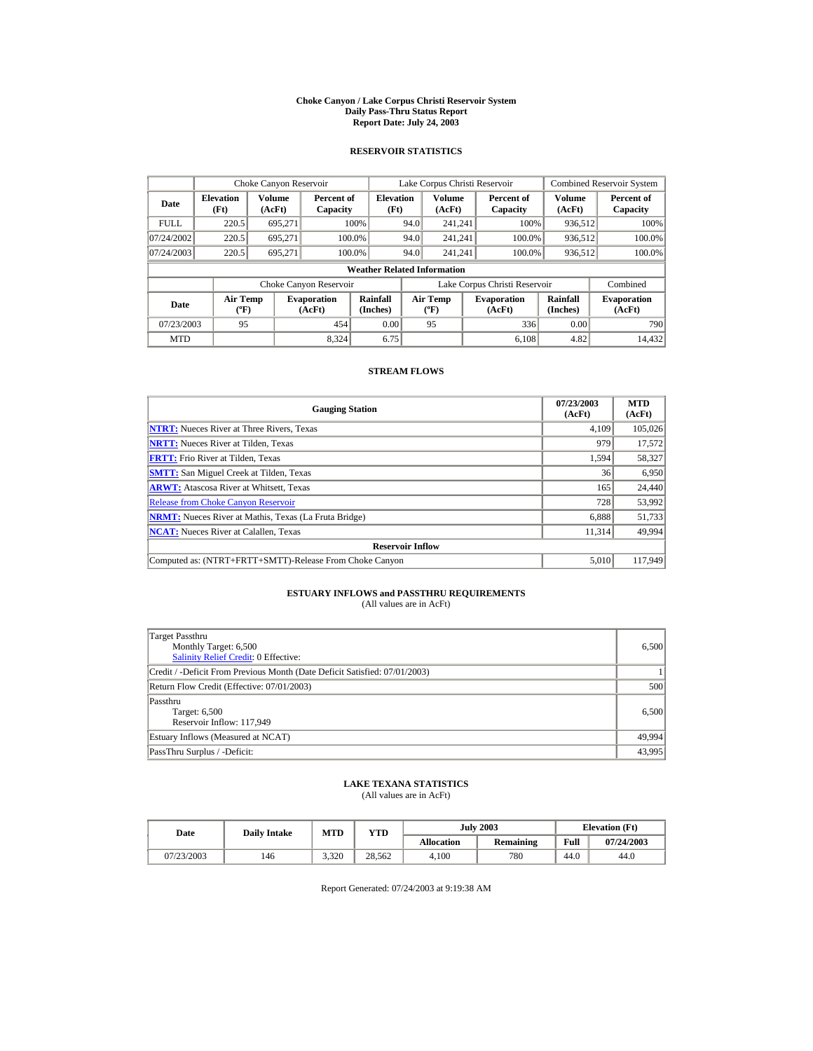# Choke Canyon / Lake Corpus Christi Reservoir System
## Daily Pass-Thru Status Report
### Report Date: July 24, 2003

## RESERVOIR STATISTICS

| Date | Choke Canyon Reservoir | | | Lake Corpus Christi Reservoir | | | Combined Reservoir System | |
|---|---|---|---|---|---|---|---|---|
| | Elevation (Ft) | Volume (AcFt) | Percent of Capacity | Elevation (Ft) | Volume (AcFt) | Percent of Capacity | Volume (AcFt) | Percent of Capacity |
| FULL | 220.5 | 695,271 | 100% | 94.0 | 241,241 | 100% | 936,512 | 100% |
| 07/24/2002 | 220.5 | 695,271 | 100.0% | 94.0 | 241,241 | 100.0% | 936,512 | 100.0% |
| 07/24/2003 | 220.5 | 695,271 | 100.0% | 94.0 | 241,241 | 100.0% | 936,512 | 100.0% |

**Weather Related Information**

| Date | Choke Canyon Reservoir | | | Lake Corpus Christi Reservoir | | | Combined |
|---|---|---|---|---|---|---|---|
| | Air Temp (ºF) | Evaporation (AcFt) | Rainfall (Inches) | Air Temp (ºF) | Evaporation (AcFt) | Rainfall (Inches) | Evaporation (AcFt) |
| 07/23/2003 | 95 | 454 | 0.00 | 95 | 336 | 0.00 | 790 |
| MTD | | 8,324 | 6.75 | | 6,108 | 4.82 | 14,432 |

## STREAM FLOWS

| Gauging Station | 07/23/2003 (AcFt) | MTD (AcFt) |
|---|---|---|
| **NTRT:** Nueces River at Three Rivers, Texas | 4,109 | 105,026 |
| **NRTT:** Nueces River at Tilden, Texas | 979 | 17,572 |
| **FRTT:** Frio River at Tilden, Texas | 1,594 | 58,327 |
| **SMTT:** San Miguel Creek at Tilden, Texas | 36 | 6,950 |
| **ARWT:** Atascosa River at Whitsett, Texas | 165 | 24,440 |
| Release from Choke Canyon Reservoir | 728 | 53,992 |
| **NRMT:** Nueces River at Mathis, Texas (La Fruta Bridge) | 6,888 | 51,733 |
| **NCAT:** Nueces River at Calallen, Texas | 11,314 | 49,994 |
| **Reservoir Inflow** | | |
| Computed as: (NTRT+FRTT+SMTT)-Release From Choke Canyon | 5,010 | 117,949 |

## ESTUARY INFLOWS and PASSTHRU REQUIREMENTS
(All values are in AcFt)

| | |
|---|---|
| Target Passthru<br>Monthly Target: 6,500<br>Salinity Relief Credit: 0 Effective: | 6,500 |
| Credit / -Deficit From Previous Month (Date Deficit Satisfied: 07/01/2003) | 1 |
| Return Flow Credit (Effective: 07/01/2003) | 500 |
| Passthru<br>Target: 6,500<br>Reservoir Inflow: 117,949 | 6,500 |
| Estuary Inflows (Measured at NCAT) | 49,994 |
| PassThru Surplus / -Deficit: | 43,995 |

## LAKE TEXANA STATISTICS
(All values are in AcFt)

| Date | Daily Intake | MTD | YTD | July 2003 | | Elevation (Ft) | |
|---|---|---|---|---|---|---|---|
| | | | | Allocation | Remaining | Full | 07/24/2003 |
| 07/23/2003 | 146 | 3,320 | 28,562 | 4,100 | 780 | 44.0 | 44.0 |

Report Generated: 07/24/2003 at 9:19:38 AM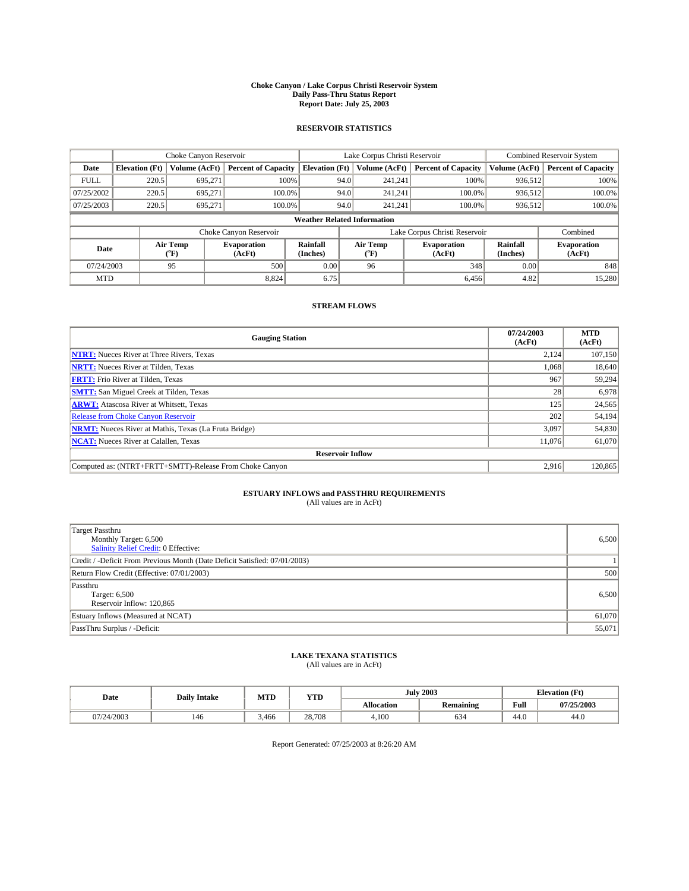# Choke Canyon / Lake Corpus Christi Reservoir System
## Daily Pass-Thru Status Report
## Report Date: July 25, 2003

### RESERVOIR STATISTICS

| | Choke Canyon Reservoir | | | Lake Corpus Christi Reservoir | | | Combined Reservoir System | |
|---|---|---|---|---|---|---|---|---|
| Date | Elevation (Ft) | Volume (AcFt) | Percent of Capacity | Elevation (Ft) | Volume (AcFt) | Percent of Capacity | Volume (AcFt) | Percent of Capacity |
| FULL | 220.5 | 695,271 | 100% | 94.0 | 241,241 | 100% | 936,512 | 100% |
| 07/25/2002 | 220.5 | 695,271 | 100.0% | 94.0 | 241,241 | 100.0% | 936,512 | 100.0% |
| 07/25/2003 | 220.5 | 695,271 | 100.0% | 94.0 | 241,241 | 100.0% | 936,512 | 100.0% |

**Weather Related Information**

| | Choke Canyon Reservoir | | | Lake Corpus Christi Reservoir | | | Combined |
|---|---|---|---|---|---|---|---|
| Date | Air Temp (°F) | Evaporation (AcFt) | Rainfall (Inches) | Air Temp (°F) | Evaporation (AcFt) | Rainfall (Inches) | Evaporation (AcFt) |
| 07/24/2003 | 95 | 500 | 0.00 | 96 | 348 | 0.00 | 848 |
| MTD | | 8,824 | 6.75 | | 6,456 | 4.82 | 15,280 |

### STREAM FLOWS

| Gauging Station | 07/24/2003 (AcFt) | MTD (AcFt) |
|---|---|---|
| NTRT: Nueces River at Three Rivers, Texas | 2,124 | 107,150 |
| NRTT: Nueces River at Tilden, Texas | 1,068 | 18,640 |
| FRTT: Frio River at Tilden, Texas | 967 | 59,294 |
| SMTT: San Miguel Creek at Tilden, Texas | 28 | 6,978 |
| ARWT: Atascosa River at Whitsett, Texas | 125 | 24,565 |
| Release from Choke Canyon Reservoir | 202 | 54,194 |
| NRMT: Nueces River at Mathis, Texas (La Fruta Bridge) | 3,097 | 54,830 |
| NCAT: Nueces River at Calallen, Texas | 11,076 | 61,070 |
| **Reservoir Inflow** | | |
| Computed as: (NTRT+FRTT+SMTT)-Release From Choke Canyon | 2,916 | 120,865 |

### ESTUARY INFLOWS and PASSTHRU REQUIREMENTS
(All values are in AcFt)

| | |
|---|---|
| Target Passthru<br>Monthly Target: 6,500<br>Salinity Relief Credit: 0 Effective: | 6,500 |
| Credit / -Deficit From Previous Month (Date Deficit Satisfied: 07/01/2003) | 1 |
| Return Flow Credit (Effective: 07/01/2003) | 500 |
| Passthru<br>Target: 6,500<br>Reservoir Inflow: 120,865 | 6,500 |
| Estuary Inflows (Measured at NCAT) | 61,070 |
| PassThru Surplus / -Deficit: | 55,071 |

### LAKE TEXANA STATISTICS
(All values are in AcFt)

| Date | Daily Intake | MTD | YTD | July 2003 | | Elevation (Ft) | |
|---|---|---|---|---|---|---|---|
| | | | | Allocation | Remaining | Full | 07/25/2003 |
| 07/24/2003 | 146 | 3,466 | 28,708 | 4,100 | 634 | 44.0 | 44.0 |

Report Generated: 07/25/2003 at 8:26:20 AM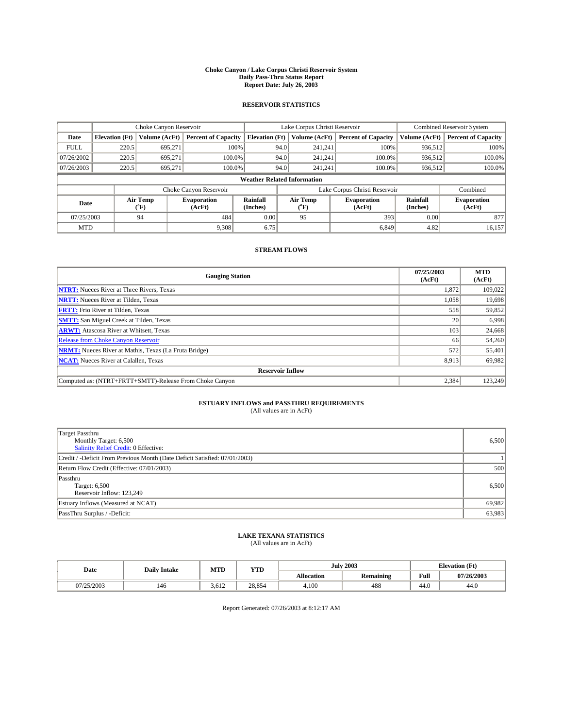**Choke Canyon / Lake Corpus Christi Reservoir System**
**Daily Pass-Thru Status Report**
**Report Date: July 26, 2003**

## RESERVOIR STATISTICS

| | Choke Canyon Reservoir | | | Lake Corpus Christi Reservoir | | | Combined Reservoir System | |
|---|---|---|---|---|---|---|---|---|
| Date | Elevation (Ft) | Volume (AcFt) | Percent of Capacity | Elevation (Ft) | Volume (AcFt) | Percent of Capacity | Volume (AcFt) | Percent of Capacity |
| FULL | 220.5 | 695,271 | 100% | 94.0 | 241,241 | 100% | 936,512 | 100% |
| 07/26/2002 | 220.5 | 695,271 | 100.0% | 94.0 | 241,241 | 100.0% | 936,512 | 100.0% |
| 07/26/2003 | 220.5 | 695,271 | 100.0% | 94.0 | 241,241 | 100.0% | 936,512 | 100.0% |

**Weather Related Information**

| | Choke Canyon Reservoir | | | Lake Corpus Christi Reservoir | | | Combined |
|---|---|---|---|---|---|---|---|
| Date | Air Temp (°F) | Evaporation (AcFt) | Rainfall (Inches) | Air Temp (°F) | Evaporation (AcFt) | Rainfall (Inches) | Evaporation (AcFt) |
| 07/25/2003 | 94 | 484 | 0.00 | 95 | 393 | 0.00 | 877 |
| MTD | | 9,308 | 6.75 | | 6,849 | 4.82 | 16,157 |

## STREAM FLOWS

| Gauging Station | 07/25/2003 (AcFt) | MTD (AcFt) |
|---|---|---|
| **NTRT:** Nueces River at Three Rivers, Texas | 1,872 | 109,022 |
| **NRTT:** Nueces River at Tilden, Texas | 1,058 | 19,698 |
| **FRTT:** Frio River at Tilden, Texas | 558 | 59,852 |
| **SMTT:** San Miguel Creek at Tilden, Texas | 20 | 6,998 |
| **ARWT:** Atascosa River at Whitsett, Texas | 103 | 24,668 |
| Release from Choke Canyon Reservoir | 66 | 54,260 |
| **NRMT:** Nueces River at Mathis, Texas (La Fruta Bridge) | 572 | 55,401 |
| **NCAT:** Nueces River at Calallen, Texas | 8,913 | 69,982 |
| **Reservoir Inflow** | | |
| Computed as: (NTRT+FRTT+SMTT)-Release From Choke Canyon | 2,384 | 123,249 |

## ESTUARY INFLOWS and PASSTHRU REQUIREMENTS
(All values are in AcFt)

| | |
|---|---|
| Target Passthru<br>Monthly Target: 6,500<br>Salinity Relief Credit: 0 Effective: | 6,500 |
| Credit / -Deficit From Previous Month (Date Deficit Satisfied: 07/01/2003) | 1 |
| Return Flow Credit (Effective: 07/01/2003) | 500 |
| Passthru<br>Target: 6,500<br>Reservoir Inflow: 123,249 | 6,500 |
| Estuary Inflows (Measured at NCAT) | 69,982 |
| PassThru Surplus / -Deficit: | 63,983 |

## LAKE TEXANA STATISTICS
(All values are in AcFt)

| Date | Daily Intake | MTD | YTD | July 2003 | | Elevation (Ft) | |
|---|---|---|---|---|---|---|---|
| | | | | Allocation | Remaining | Full | 07/26/2003 |
| 07/25/2003 | 146 | 3,612 | 28,854 | 4,100 | 488 | 44.0 | 44.0 |

Report Generated: 07/26/2003 at 8:12:17 AM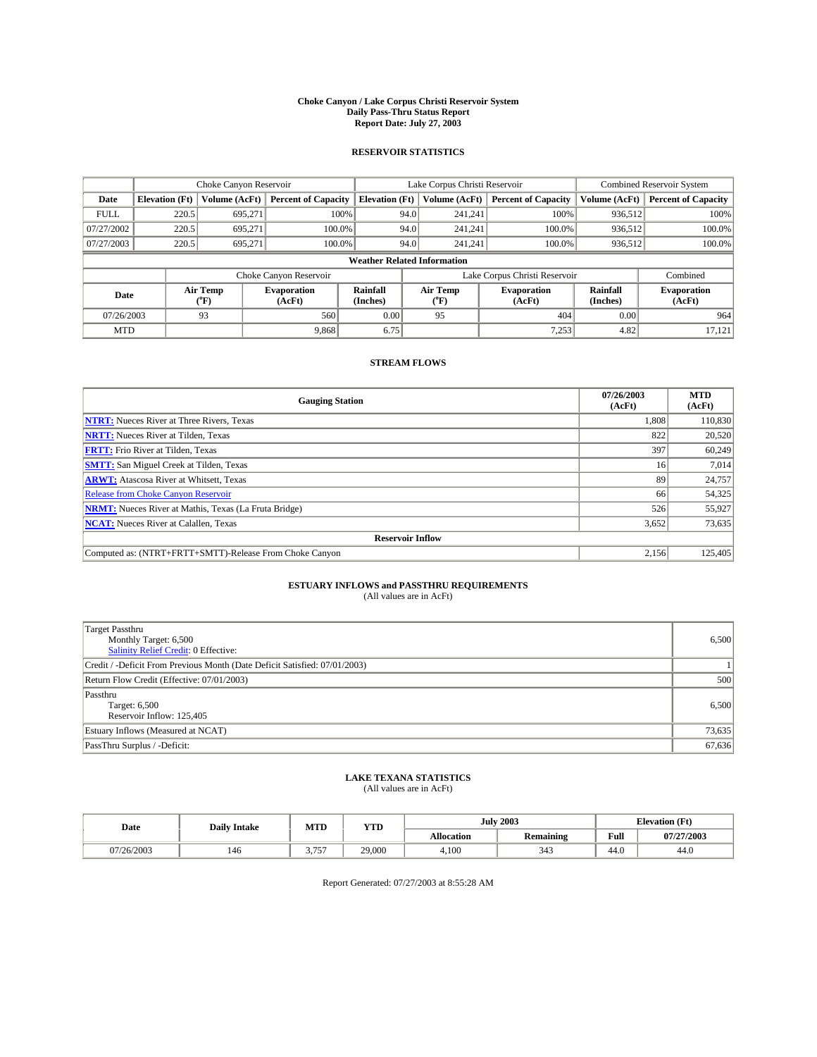# Choke Canyon / Lake Corpus Christi Reservoir System
## Daily Pass-Thru Status Report
### Report Date: July 27, 2003

## RESERVOIR STATISTICS

| | Choke Canyon Reservoir | | | Lake Corpus Christi Reservoir | | | Combined Reservoir System | |
|---|---|---|---|---|---|---|---|---|
| Date | Elevation (Ft) | Volume (AcFt) | Percent of Capacity | Elevation (Ft) | Volume (AcFt) | Percent of Capacity | Volume (AcFt) | Percent of Capacity |
| FULL | 220.5 | 695,271 | 100% | 94.0 | 241,241 | 100% | 936,512 | 100% |
| 07/27/2002 | 220.5 | 695,271 | 100.0% | 94.0 | 241,241 | 100.0% | 936,512 | 100.0% |
| 07/27/2003 | 220.5 | 695,271 | 100.0% | 94.0 | 241,241 | 100.0% | 936,512 | 100.0% |

**Weather Related Information**

| | Choke Canyon Reservoir | | | Lake Corpus Christi Reservoir | | | Combined |
|---|---|---|---|---|---|---|---|
| Date | Air Temp (°F) | Evaporation (AcFt) | Rainfall (Inches) | Air Temp (°F) | Evaporation (AcFt) | Rainfall (Inches) | Evaporation (AcFt) |
| 07/26/2003 | 93 | 560 | 0.00 | 95 | 404 | 0.00 | 964 |
| MTD | | 9,868 | 6.75 | | 7,253 | 4.82 | 17,121 |

## STREAM FLOWS

| Gauging Station | 07/26/2003 (AcFt) | MTD (AcFt) |
|---|---|---|
| NTRT: Nueces River at Three Rivers, Texas | 1,808 | 110,830 |
| NRTT: Nueces River at Tilden, Texas | 822 | 20,520 |
| FRTT: Frio River at Tilden, Texas | 397 | 60,249 |
| SMTT: San Miguel Creek at Tilden, Texas | 16 | 7,014 |
| ARWT: Atascosa River at Whitsett, Texas | 89 | 24,757 |
| Release from Choke Canyon Reservoir | 66 | 54,325 |
| NRMT: Nueces River at Mathis, Texas (La Fruta Bridge) | 526 | 55,927 |
| NCAT: Nueces River at Calallen, Texas | 3,652 | 73,635 |
| **Reservoir Inflow** | | |
| Computed as: (NTRT+FRTT+SMTT)-Release From Choke Canyon | 2,156 | 125,405 |

## ESTUARY INFLOWS and PASSTHRU REQUIREMENTS
(All values are in AcFt)

| | |
|---|---|
| Target Passthru<br>Monthly Target: 6,500<br>Salinity Relief Credit: 0 Effective: | 6,500 |
| Credit / -Deficit From Previous Month (Date Deficit Satisfied: 07/01/2003) | 1 |
| Return Flow Credit (Effective: 07/01/2003) | 500 |
| Passthru<br>Target: 6,500<br>Reservoir Inflow: 125,405 | 6,500 |
| Estuary Inflows (Measured at NCAT) | 73,635 |
| PassThru Surplus / -Deficit: | 67,636 |

## LAKE TEXANA STATISTICS
(All values are in AcFt)

| Date | Daily Intake | MTD | YTD | July 2003 | | Elevation (Ft) | |
|---|---|---|---|---|---|---|---|
| | | | | Allocation | Remaining | Full | 07/27/2003 |
| 07/26/2003 | 146 | 3,757 | 29,000 | 4,100 | 343 | 44.0 | 44.0 |

Report Generated: 07/27/2003 at 8:55:28 AM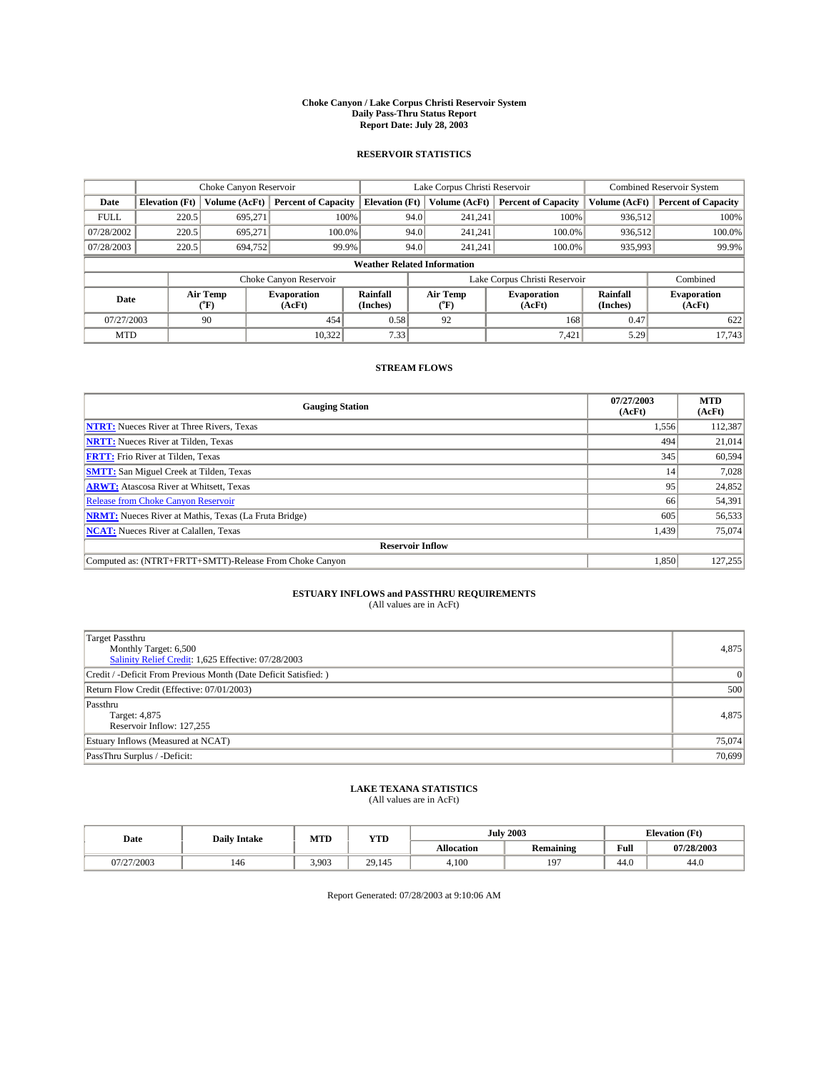# Choke Canyon / Lake Corpus Christi Reservoir System
## Daily Pass-Thru Status Report
### Report Date: July 28, 2003

## RESERVOIR STATISTICS

| | Choke Canyon Reservoir | | | Lake Corpus Christi Reservoir | | | Combined Reservoir System | |
|---|---|---|---|---|---|---|---|---|
| Date | Elevation (Ft) | Volume (AcFt) | Percent of Capacity | Elevation (Ft) | Volume (AcFt) | Percent of Capacity | Volume (AcFt) | Percent of Capacity |
| FULL | 220.5 | 695,271 | 100% | 94.0 | 241,241 | 100% | 936,512 | 100% |
| 07/28/2002 | 220.5 | 695,271 | 100.0% | 94.0 | 241,241 | 100.0% | 936,512 | 100.0% |
| 07/28/2003 | 220.5 | 694,752 | 99.9% | 94.0 | 241,241 | 100.0% | 935,993 | 99.9% |

**Weather Related Information**

| | Choke Canyon Reservoir | | | Lake Corpus Christi Reservoir | | | Combined |
|---|---|---|---|---|---|---|---|
| Date | Air Temp (°F) | Evaporation (AcFt) | Rainfall (Inches) | Air Temp (°F) | Evaporation (AcFt) | Rainfall (Inches) | Evaporation (AcFt) |
| 07/27/2003 | 90 | 454 | 0.58 | 92 | 168 | 0.47 | 622 |
| MTD | | 10,322 | 7.33 | | 7,421 | 5.29 | 17,743 |

## STREAM FLOWS

| Gauging Station | 07/27/2003 (AcFt) | MTD (AcFt) |
|---|---|---|
| NTRT: Nueces River at Three Rivers, Texas | 1,556 | 112,387 |
| NRTT: Nueces River at Tilden, Texas | 494 | 21,014 |
| FRTT: Frio River at Tilden, Texas | 345 | 60,594 |
| SMTT: San Miguel Creek at Tilden, Texas | 14 | 7,028 |
| ARWT: Atascosa River at Whitsett, Texas | 95 | 24,852 |
| Release from Choke Canyon Reservoir | 66 | 54,391 |
| NRMT: Nueces River at Mathis, Texas (La Fruta Bridge) | 605 | 56,533 |
| NCAT: Nueces River at Calallen, Texas | 1,439 | 75,074 |
| **Reservoir Inflow** | | |
| Computed as: (NTRT+FRTT+SMTT)-Release From Choke Canyon | 1,850 | 127,255 |

## ESTUARY INFLOWS and PASSTHRU REQUIREMENTS
(All values are in AcFt)

| | |
|---|---|
| Target Passthru<br>Monthly Target: 6,500<br>Salinity Relief Credit: 1,625 Effective: 07/28/2003 | 4,875 |
| Credit / -Deficit From Previous Month (Date Deficit Satisfied: ) | 0 |
| Return Flow Credit (Effective: 07/01/2003) | 500 |
| Passthru<br>Target: 4,875<br>Reservoir Inflow: 127,255 | 4,875 |
| Estuary Inflows (Measured at NCAT) | 75,074 |
| PassThru Surplus / -Deficit: | 70,699 |

## LAKE TEXANA STATISTICS
(All values are in AcFt)

| Date | Daily Intake | MTD | YTD | July 2003 | | Elevation (Ft) | |
|---|---|---|---|---|---|---|---|
| | | | | Allocation | Remaining | Full | 07/28/2003 |
| 07/27/2003 | 146 | 3,903 | 29,145 | 4,100 | 197 | 44.0 | 44.0 |

Report Generated: 07/28/2003 at 9:10:06 AM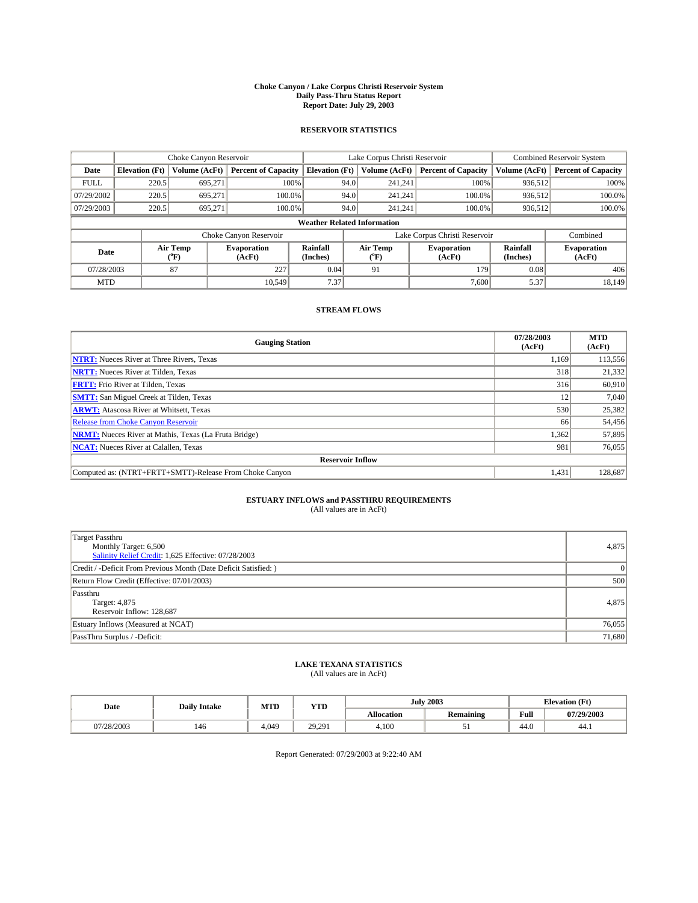# Choke Canyon / Lake Corpus Christi Reservoir System
## Daily Pass-Thru Status Report
## Report Date: July 29, 2003

### RESERVOIR STATISTICS

| | Choke Canyon Reservoir | | | Lake Corpus Christi Reservoir | | | Combined Reservoir System | |
|---|---|---|---|---|---|---|---|---|
| Date | Elevation (Ft) | Volume (AcFt) | Percent of Capacity | Elevation (Ft) | Volume (AcFt) | Percent of Capacity | Volume (AcFt) | Percent of Capacity |
| FULL | 220.5 | 695,271 | 100% | 94.0 | 241,241 | 100% | 936,512 | 100% |
| 07/29/2002 | 220.5 | 695,271 | 100.0% | 94.0 | 241,241 | 100.0% | 936,512 | 100.0% |
| 07/29/2003 | 220.5 | 695,271 | 100.0% | 94.0 | 241,241 | 100.0% | 936,512 | 100.0% |

**Weather Related Information**

| | Choke Canyon Reservoir | | | Lake Corpus Christi Reservoir | | | Combined |
|---|---|---|---|---|---|---|---|
| Date | Air Temp (°F) | Evaporation (AcFt) | Rainfall (Inches) | Air Temp (°F) | Evaporation (AcFt) | Rainfall (Inches) | Evaporation (AcFt) |
| 07/28/2003 | 87 | 227 | 0.04 | 91 | 179 | 0.08 | 406 |
| MTD | | 10,549 | 7.37 | | 7,600 | 5.37 | 18,149 |

### STREAM FLOWS

| Gauging Station | 07/28/2003 (AcFt) | MTD (AcFt) |
|---|---|---|
| NTRT: Nueces River at Three Rivers, Texas | 1,169 | 113,556 |
| NRTT: Nueces River at Tilden, Texas | 318 | 21,332 |
| FRTT: Frio River at Tilden, Texas | 316 | 60,910 |
| SMTT: San Miguel Creek at Tilden, Texas | 12 | 7,040 |
| ARWT: Atascosa River at Whitsett, Texas | 530 | 25,382 |
| Release from Choke Canyon Reservoir | 66 | 54,456 |
| NRMT: Nueces River at Mathis, Texas (La Fruta Bridge) | 1,362 | 57,895 |
| NCAT: Nueces River at Calallen, Texas | 981 | 76,055 |
| **Reservoir Inflow** | | |
| Computed as: (NTRT+FRTT+SMTT)-Release From Choke Canyon | 1,431 | 128,687 |

### ESTUARY INFLOWS and PASSTHRU REQUIREMENTS
(All values are in AcFt)

| | |
|---|---|
| Target Passthru<br>Monthly Target: 6,500<br>Salinity Relief Credit: 1,625 Effective: 07/28/2003 | 4,875 |
| Credit / -Deficit From Previous Month (Date Deficit Satisfied: ) | 0 |
| Return Flow Credit (Effective: 07/01/2003) | 500 |
| Passthru<br>Target: 4,875<br>Reservoir Inflow: 128,687 | 4,875 |
| Estuary Inflows (Measured at NCAT) | 76,055 |
| PassThru Surplus / -Deficit: | 71,680 |

### LAKE TEXANA STATISTICS
(All values are in AcFt)

| Date | Daily Intake | MTD | YTD | July 2003 | | Elevation (Ft) | |
|---|---|---|---|---|---|---|---|
| | | | | Allocation | Remaining | Full | 07/29/2003 |
| 07/28/2003 | 146 | 4,049 | 29,291 | 4,100 | 51 | 44.0 | 44.1 |

Report Generated: 07/29/2003 at 9:22:40 AM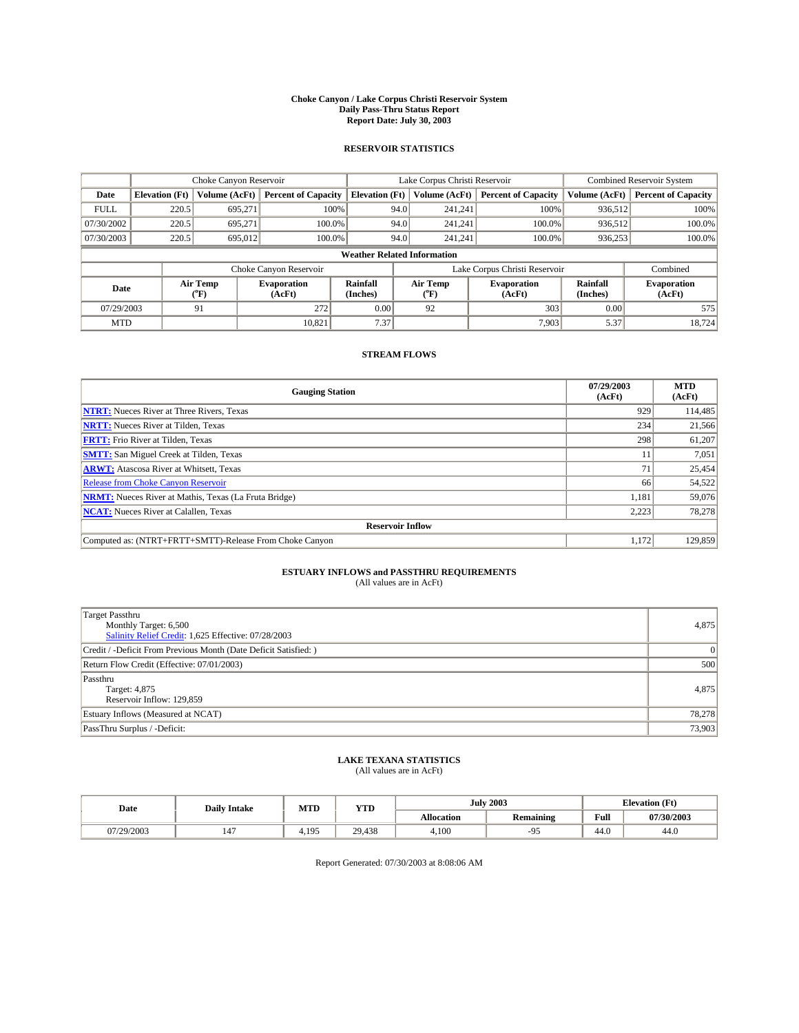# Choke Canyon / Lake Corpus Christi Reservoir System
## Daily Pass-Thru Status Report
## Report Date: July 30, 2003

### RESERVOIR STATISTICS

| | Choke Canyon Reservoir | | | Lake Corpus Christi Reservoir | | | Combined Reservoir System | |
|---|---|---|---|---|---|---|---|---|
| Date | Elevation (Ft) | Volume (AcFt) | Percent of Capacity | Elevation (Ft) | Volume (AcFt) | Percent of Capacity | Volume (AcFt) | Percent of Capacity |
| FULL | 220.5 | 695,271 | 100% | 94.0 | 241,241 | 100% | 936,512 | 100% |
| 07/30/2002 | 220.5 | 695,271 | 100.0% | 94.0 | 241,241 | 100.0% | 936,512 | 100.0% |
| 07/30/2003 | 220.5 | 695,012 | 100.0% | 94.0 | 241,241 | 100.0% | 936,253 | 100.0% |

**Weather Related Information**

| | Choke Canyon Reservoir | | | Lake Corpus Christi Reservoir | | | Combined |
|---|---|---|---|---|---|---|---|
| Date | Air Temp (°F) | Evaporation (AcFt) | Rainfall (Inches) | Air Temp (°F) | Evaporation (AcFt) | Rainfall (Inches) | Evaporation (AcFt) |
| 07/29/2003 | 91 | 272 | 0.00 | 92 | 303 | 0.00 | 575 |
| MTD | | 10,821 | 7.37 | | 7,903 | 5.37 | 18,724 |

### STREAM FLOWS

| Gauging Station | 07/29/2003 (AcFt) | MTD (AcFt) |
|---|---|---|
| NTRT: Nueces River at Three Rivers, Texas | 929 | 114,485 |
| NRTT: Nueces River at Tilden, Texas | 234 | 21,566 |
| FRTT: Frio River at Tilden, Texas | 298 | 61,207 |
| SMTT: San Miguel Creek at Tilden, Texas | 11 | 7,051 |
| ARWT: Atascosa River at Whitsett, Texas | 71 | 25,454 |
| Release from Choke Canyon Reservoir | 66 | 54,522 |
| NRMT: Nueces River at Mathis, Texas (La Fruta Bridge) | 1,181 | 59,076 |
| NCAT: Nueces River at Calallen, Texas | 2,223 | 78,278 |
| **Reservoir Inflow** | | |
| Computed as: (NTRT+FRTT+SMTT)-Release From Choke Canyon | 1,172 | 129,859 |

### ESTUARY INFLOWS and PASSTHRU REQUIREMENTS
(All values are in AcFt)

| | |
|---|---|
| Target Passthru<br>Monthly Target: 6,500<br>Salinity Relief Credit: 1,625 Effective: 07/28/2003 | 4,875 |
| Credit / -Deficit From Previous Month (Date Deficit Satisfied: ) | 0 |
| Return Flow Credit (Effective: 07/01/2003) | 500 |
| Passthru<br>Target: 4,875<br>Reservoir Inflow: 129,859 | 4,875 |
| Estuary Inflows (Measured at NCAT) | 78,278 |
| PassThru Surplus / -Deficit: | 73,903 |

### LAKE TEXANA STATISTICS
(All values are in AcFt)

| Date | Daily Intake | MTD | YTD | July 2003 | | Elevation (Ft) | |
|---|---|---|---|---|---|---|---|
| | | | | Allocation | Remaining | Full | 07/30/2003 |
| 07/29/2003 | 147 | 4,195 | 29,438 | 4,100 | -95 | 44.0 | 44.0 |

Report Generated: 07/30/2003 at 8:08:06 AM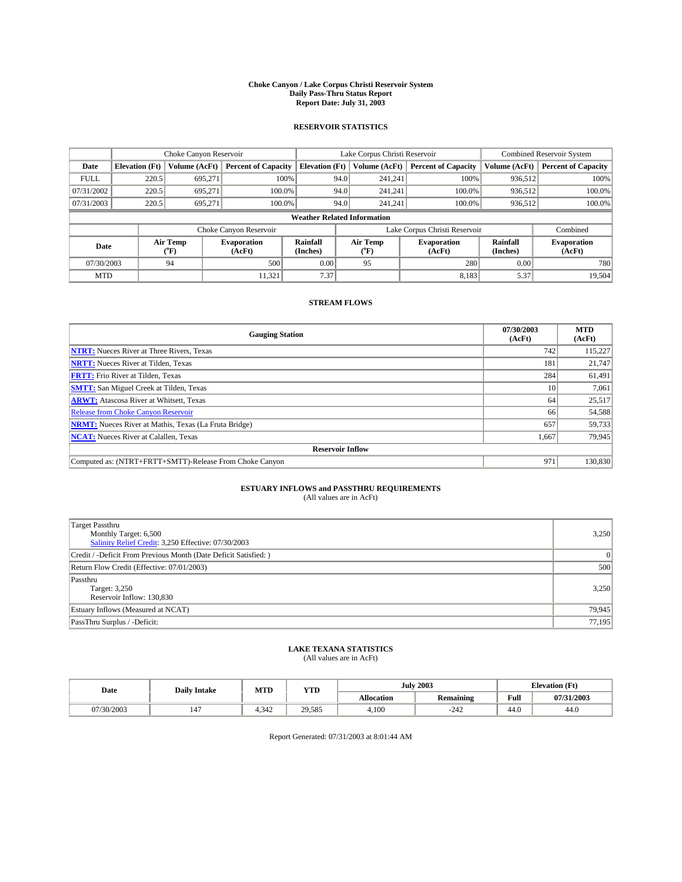**Choke Canyon / Lake Corpus Christi Reservoir System**
**Daily Pass-Thru Status Report**
**Report Date: July 31, 2003**

## RESERVOIR STATISTICS

| | Choke Canyon Reservoir | | | Lake Corpus Christi Reservoir | | | Combined Reservoir System | |
|---|---|---|---|---|---|---|---|---|
| Date | Elevation (Ft) | Volume (AcFt) | Percent of Capacity | Elevation (Ft) | Volume (AcFt) | Percent of Capacity | Volume (AcFt) | Percent of Capacity |
| FULL | 220.5 | 695,271 | 100% | 94.0 | 241,241 | 100% | 936,512 | 100% |
| 07/31/2002 | 220.5 | 695,271 | 100.0% | 94.0 | 241,241 | 100.0% | 936,512 | 100.0% |
| 07/31/2003 | 220.5 | 695,271 | 100.0% | 94.0 | 241,241 | 100.0% | 936,512 | 100.0% |

**Weather Related Information**

| | Choke Canyon Reservoir | | | Lake Corpus Christi Reservoir | | | Combined |
|---|---|---|---|---|---|---|---|
| Date | Air Temp (°F) | Evaporation (AcFt) | Rainfall (Inches) | Air Temp (°F) | Evaporation (AcFt) | Rainfall (Inches) | Evaporation (AcFt) |
| 07/30/2003 | 94 | 500 | 0.00 | 95 | 280 | 0.00 | 780 |
| MTD | | 11,321 | 7.37 | | 8,183 | 5.37 | 19,504 |

## STREAM FLOWS

| Gauging Station | 07/30/2003 (AcFt) | MTD (AcFt) |
|---|---|---|
| NTRT: Nueces River at Three Rivers, Texas | 742 | 115,227 |
| NRTT: Nueces River at Tilden, Texas | 181 | 21,747 |
| FRTT: Frio River at Tilden, Texas | 284 | 61,491 |
| SMTT: San Miguel Creek at Tilden, Texas | 10 | 7,061 |
| ARWT: Atascosa River at Whitsett, Texas | 64 | 25,517 |
| Release from Choke Canyon Reservoir | 66 | 54,588 |
| NRMT: Nueces River at Mathis, Texas (La Fruta Bridge) | 657 | 59,733 |
| NCAT: Nueces River at Calallen, Texas | 1,667 | 79,945 |
| **Reservoir Inflow** | | |
| Computed as: (NTRT+FRTT+SMTT)-Release From Choke Canyon | 971 | 130,830 |

## ESTUARY INFLOWS and PASSTHRU REQUIREMENTS

(All values are in AcFt)

| | |
|---|---|
| Target Passthru<br>Monthly Target: 6,500<br>Salinity Relief Credit: 3,250 Effective: 07/30/2003 | 3,250 |
| Credit / -Deficit From Previous Month (Date Deficit Satisfied: ) | 0 |
| Return Flow Credit (Effective: 07/01/2003) | 500 |
| Passthru<br>Target: 3,250<br>Reservoir Inflow: 130,830 | 3,250 |
| Estuary Inflows (Measured at NCAT) | 79,945 |
| PassThru Surplus / -Deficit: | 77,195 |

## LAKE TEXANA STATISTICS

(All values are in AcFt)

| Date | Daily Intake | MTD | YTD | July 2003 | | Elevation (Ft) | |
|---|---|---|---|---|---|---|---|
| | | | | Allocation | Remaining | Full | 07/31/2003 |
| 07/30/2003 | 147 | 4,342 | 29,585 | 4,100 | -242 | 44.0 | 44.0 |

Report Generated: 07/31/2003 at 8:01:44 AM